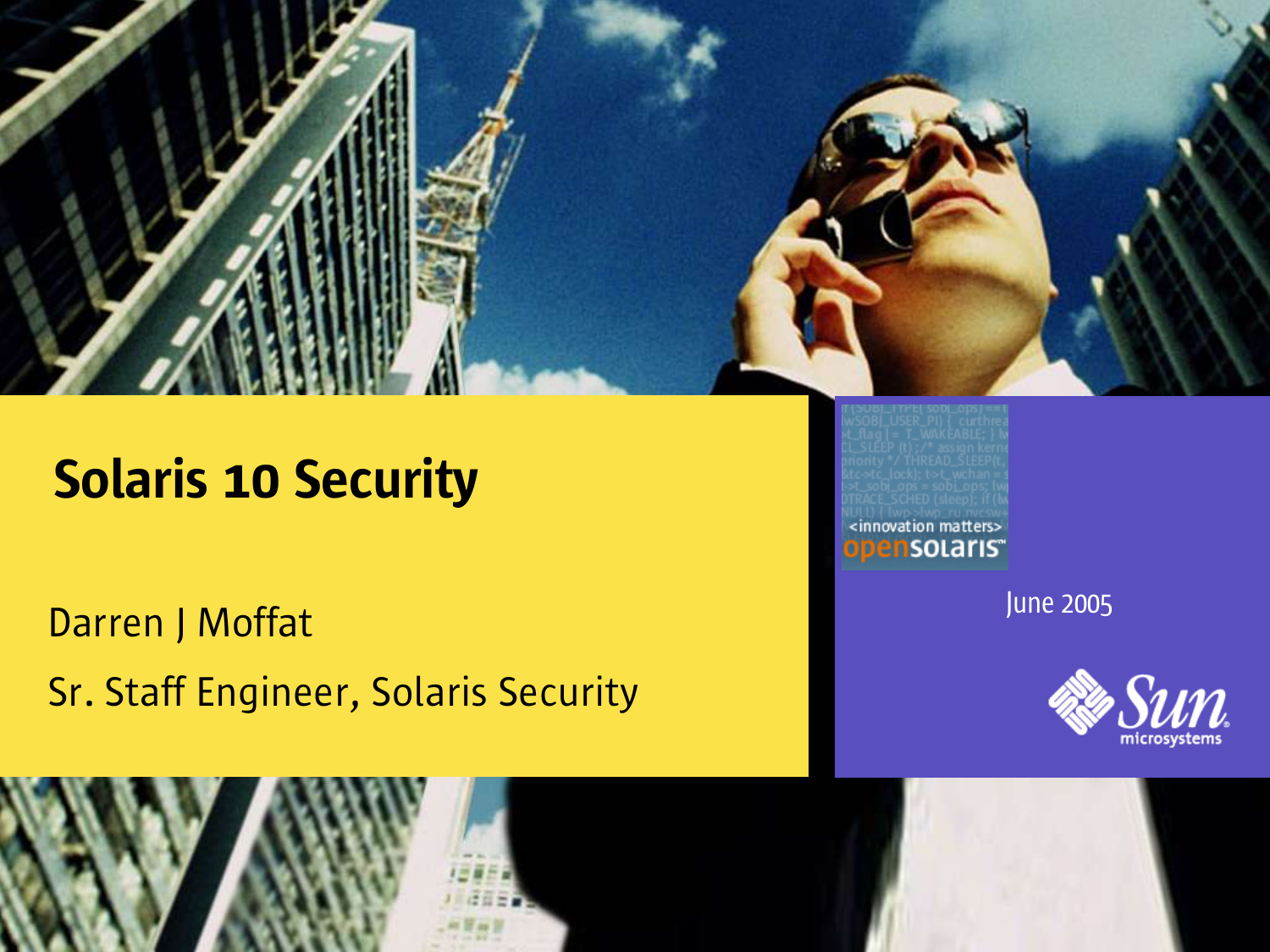# Solaris 10 Security

Darren J Moffat

Sr. Staff Engineer, Solaris Security

June 2005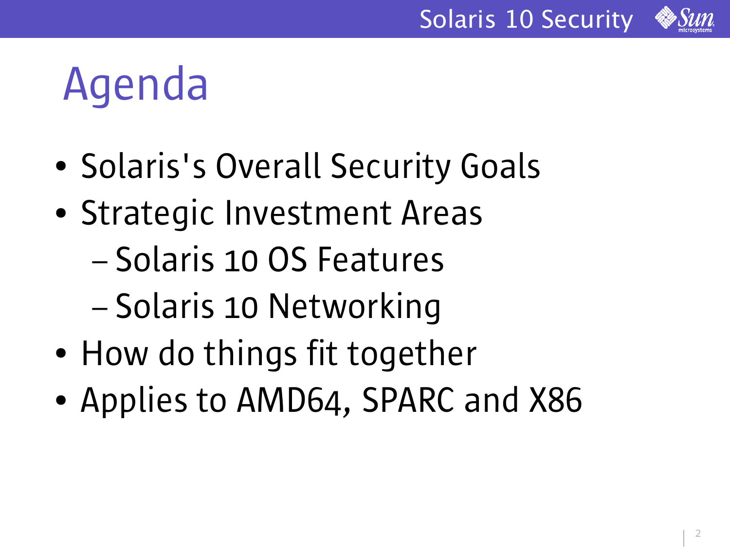# Agenda

- Solaris's Overall Security Goals
- Strategic Investment Areas
  - Solaris 10 OS Features
  - Solaris 10 Networking
- How do things fit together
- Applies to AMD64, SPARC and X86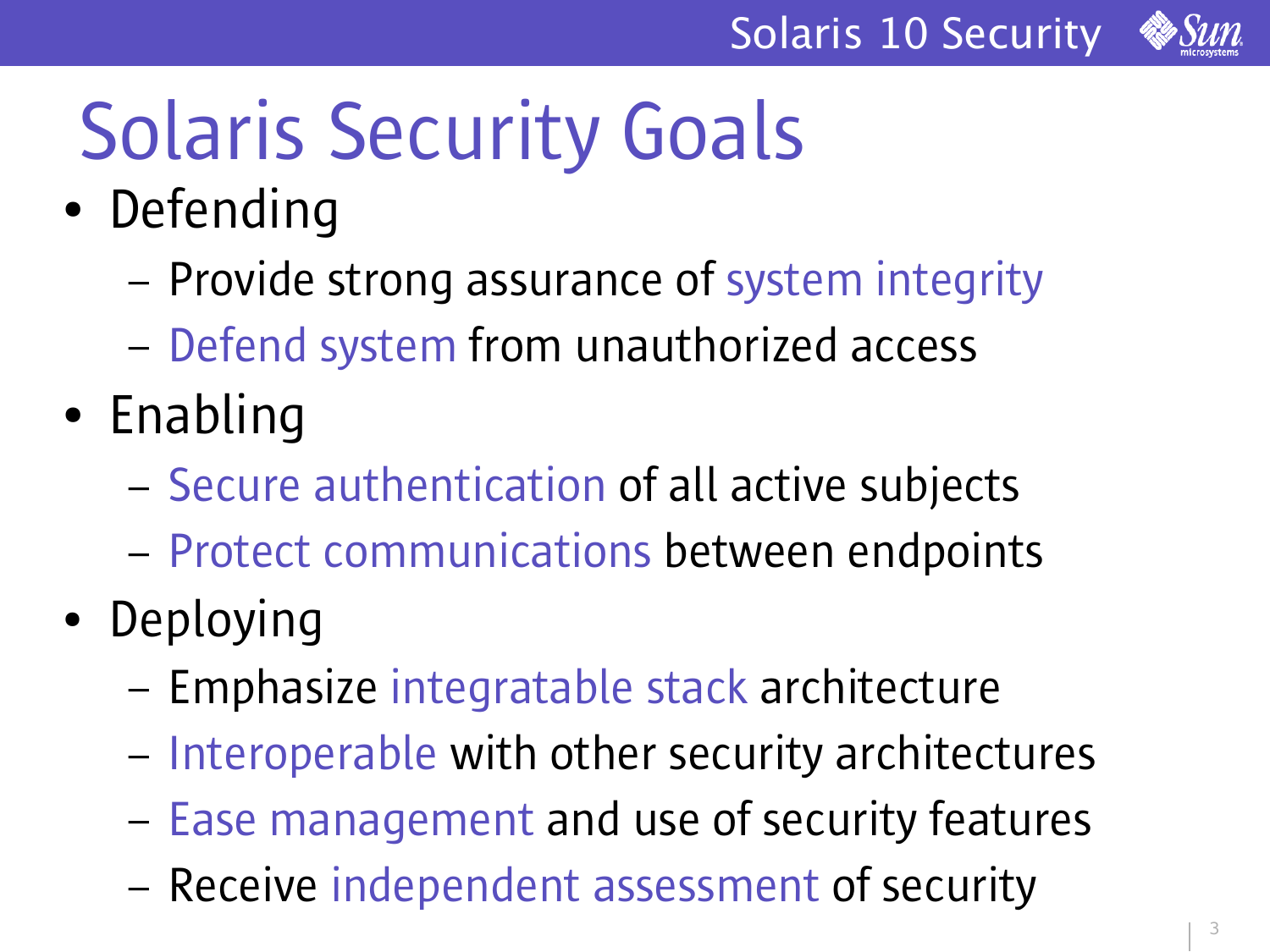# Solaris Security Goals

- Defending
  - Provide strong assurance of system integrity
  - Defend system from unauthorized access
- Enabling
  - Secure authentication of all active subjects
  - Protect communications between endpoints
- Deploying
  - Emphasize integratable stack architecture
  - Interoperable with other security architectures
  - Ease management and use of security features
  - Receive independent assessment of security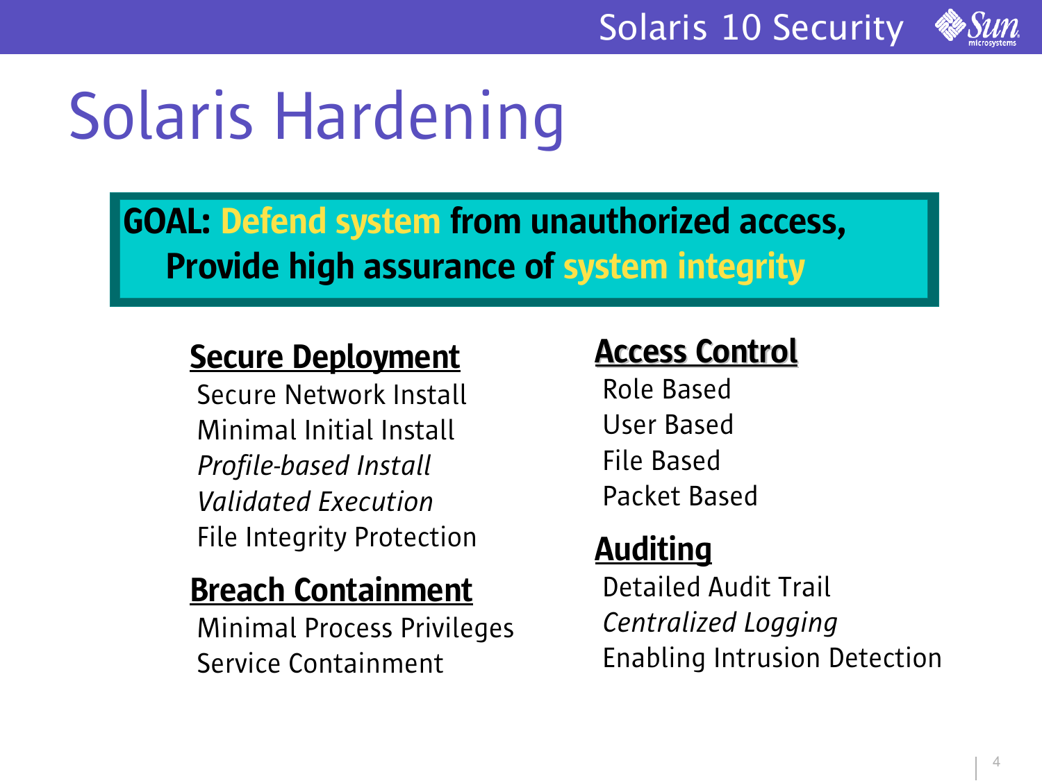# Solaris Hardening

**GOAL: Defend system from unauthorized access, Provide high assurance of system integrity**

**Secure Deployment**

- Secure Network Install
- Minimal Initial Install
- *Profile-based Install*
- *Validated Execution*
- File Integrity Protection

**Breach Containment**

- Minimal Process Privileges
- Service Containment

**Access Control**

- Role Based
- User Based
- File Based
- Packet Based

**Auditing**

- Detailed Audit Trail
- *Centralized Logging*
- Enabling Intrusion Detection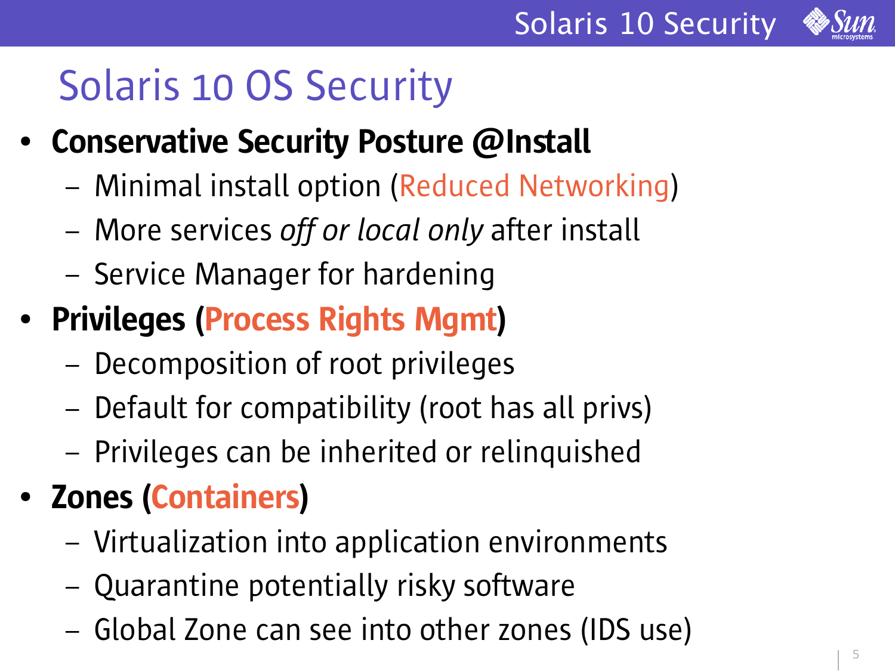# Solaris 10 OS Security

- **Conservative Security Posture @Install**
  - Minimal install option (Reduced Networking)
  - More services *off or local only* after install
  - Service Manager for hardening
- **Privileges (Process Rights Mgmt)**
  - Decomposition of root privileges
  - Default for compatibility (root has all privs)
  - Privileges can be inherited or relinquished
- **Zones (Containers)**
  - Virtualization into application environments
  - Quarantine potentially risky software
  - Global Zone can see into other zones (IDS use)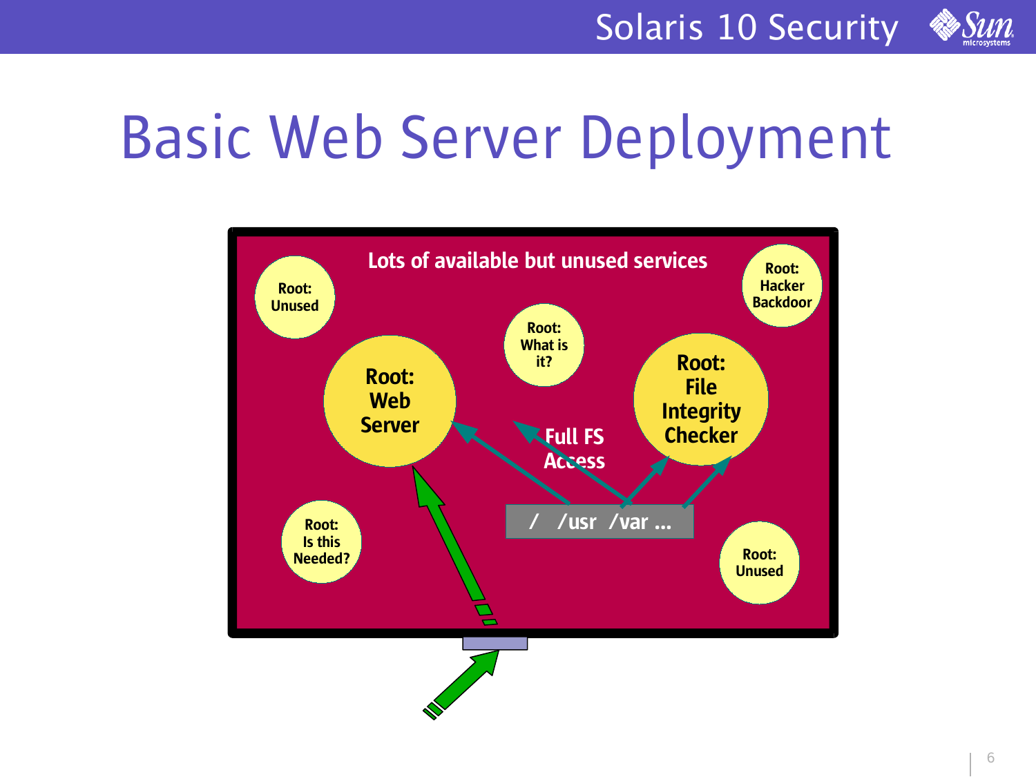# Basic Web Server Deployment

Lots of available but unused services

Root: Unused

Root: Hacker Backdoor

Root: What is it?

Root: Web Server

Root: File Integrity Checker

Full FS Access

/ /usr /var ...

Root: Is this Needed?

Root: Unused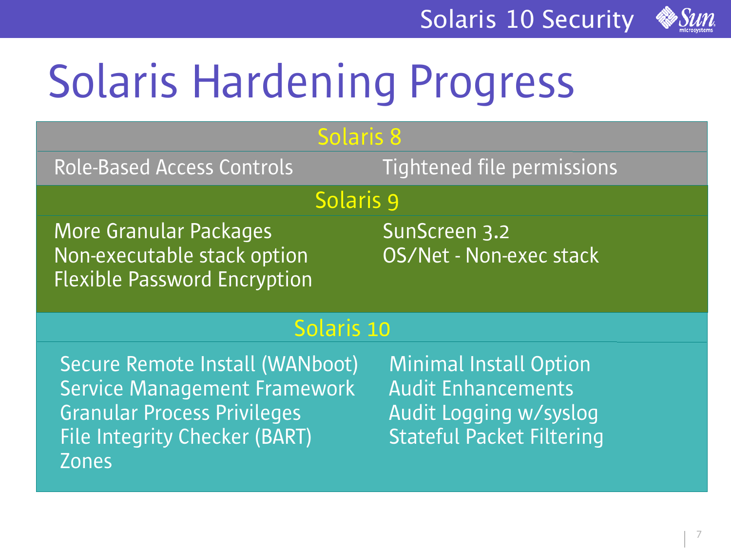# Solaris Hardening Progress

## Solaris 8

- Role-Based Access Controls
- Tightened file permissions

## Solaris 9

- More Granular Packages
- Non-executable stack option
- Flexible Password Encryption
- SunScreen 3.2
- OS/Net - Non-exec stack

## Solaris 10

- Secure Remote Install (WANboot)
- Service Management Framework
- Granular Process Privileges
- File Integrity Checker (BART)
- Zones
- Minimal Install Option
- Audit Enhancements
- Audit Logging w/syslog
- Stateful Packet Filtering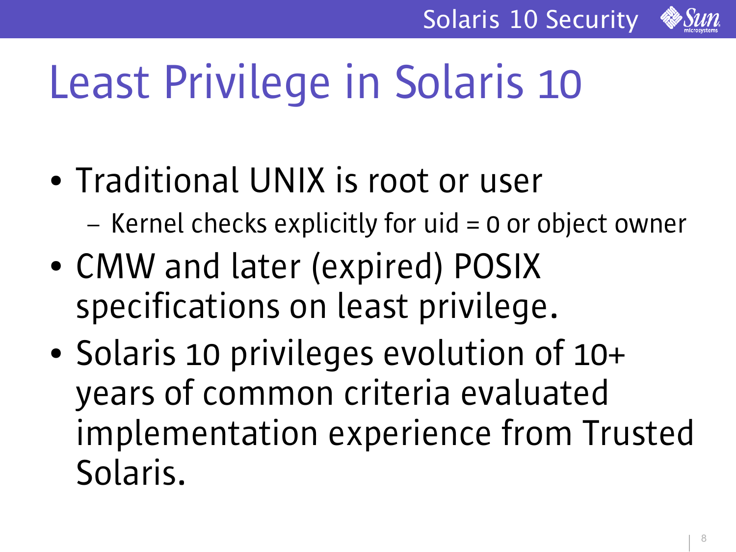# Least Privilege in Solaris 10

- Traditional UNIX is root or user
  - Kernel checks explicitly for uid = 0 or object owner
- CMW and later (expired) POSIX specifications on least privilege.
- Solaris 10 privileges evolution of 10+ years of common criteria evaluated implementation experience from Trusted Solaris.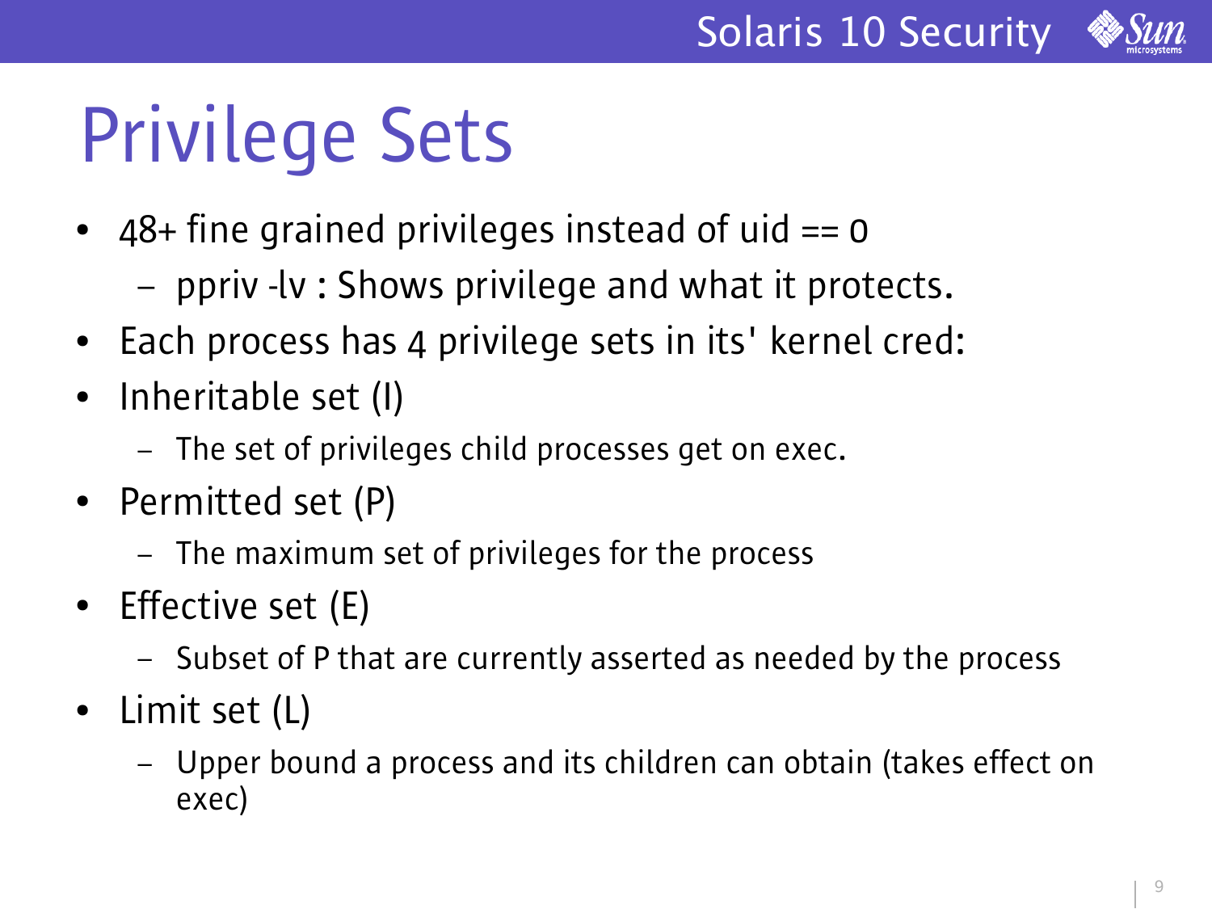# Privilege Sets

- 48+ fine grained privileges instead of uid == 0
  - ppriv -lv : Shows privilege and what it protects.
- Each process has 4 privilege sets in its' kernel cred:
- Inheritable set (I)
  - The set of privileges child processes get on exec.
- Permitted set (P)
  - The maximum set of privileges for the process
- Effective set (E)
  - Subset of P that are currently asserted as needed by the process
- Limit set (L)
  - Upper bound a process and its children can obtain (takes effect on exec)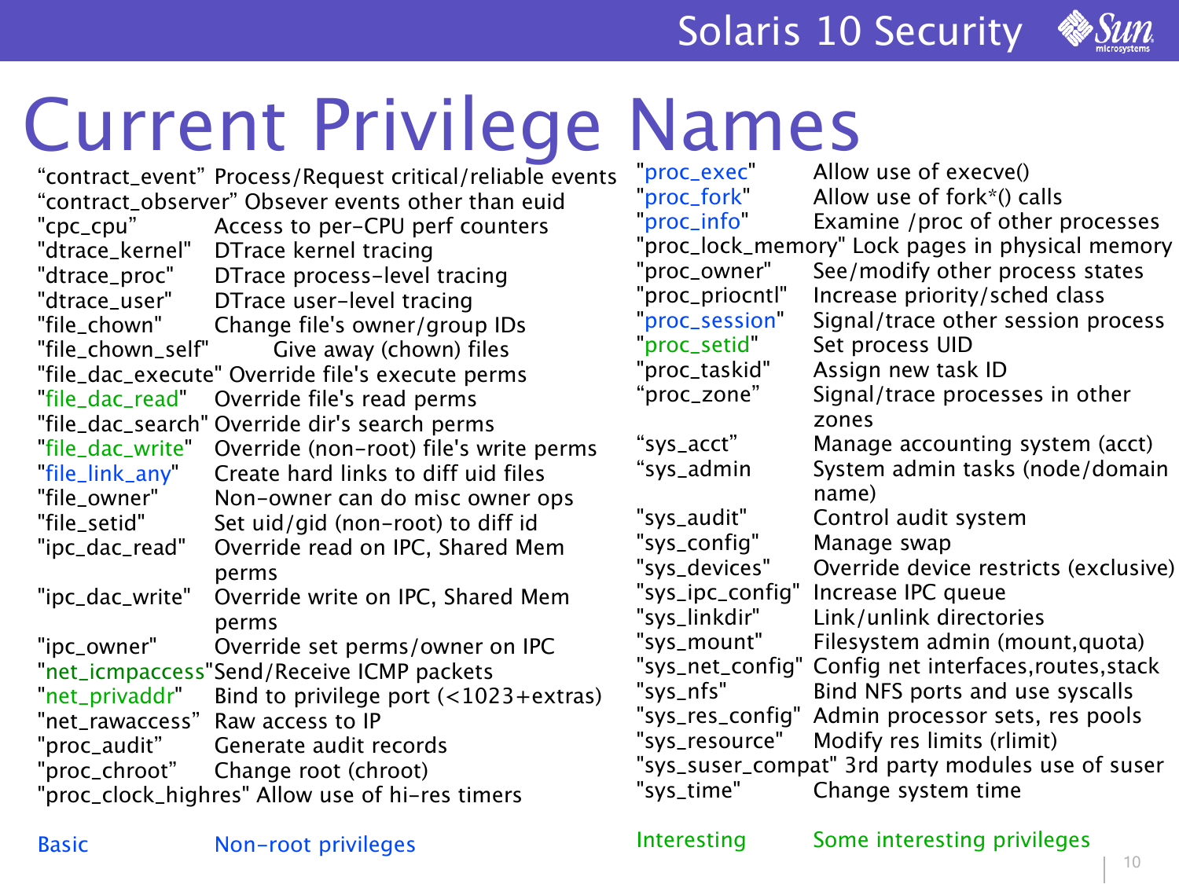# Current Privilege Names

| Privilege | Description |
|---|---|
| "contract_event" | Process/Request critical/reliable events |
| "contract_observer" | Obsever events other than euid |
| "cpc_cpu" | Access to per-CPU perf counters |
| "dtrace_kernel" | DTrace kernel tracing |
| "dtrace_proc" | DTrace process-level tracing |
| "dtrace_user" | DTrace user-level tracing |
| "file_chown" | Change file's owner/group IDs |
| "file_chown_self" | Give away (chown) files |
| "file_dac_execute" | Override file's execute perms |
| "file_dac_read" | Override file's read perms |
| "file_dac_search" | Override dir's search perms |
| "file_dac_write" | Override (non-root) file's write perms |
| "file_link_any" | Create hard links to diff uid files |
| "file_owner" | Non-owner can do misc owner ops |
| "file_setid" | Set uid/gid (non-root) to diff id |
| "ipc_dac_read" | Override read on IPC, Shared Mem perms |
| "ipc_dac_write" | Override write on IPC, Shared Mem perms |
| "ipc_owner" | Override set perms/owner on IPC |
| "net_icmpaccess" | Send/Receive ICMP packets |
| "net_privaddr" | Bind to privilege port (<1023+extras) |
| "net_rawaccess" | Raw access to IP |
| "proc_audit" | Generate audit records |
| "proc_chroot" | Change root (chroot) |
| "proc_clock_highres" | Allow use of hi-res timers |
| "proc_exec" | Allow use of execve() |
| "proc_fork" | Allow use of fork*() calls |
| "proc_info" | Examine /proc of other processes |
| "proc_lock_memory" | Lock pages in physical memory |
| "proc_owner" | See/modify other process states |
| "proc_priocntl" | Increase priority/sched class |
| "proc_session" | Signal/trace other session process |
| "proc_setid" | Set process UID |
| "proc_taskid" | Assign new task ID |
| "proc_zone" | Signal/trace processes in other zones |
| "sys_acct" | Manage accounting system (acct) |
| "sys_admin | System admin tasks (node/domain name) |
| "sys_audit" | Control audit system |
| "sys_config" | Manage swap |
| "sys_devices" | Override device restricts (exclusive) |
| "sys_ipc_config" | Increase IPC queue |
| "sys_linkdir" | Link/unlink directories |
| "sys_mount" | Filesystem admin (mount,quota) |
| "sys_net_config" | Config net interfaces,routes,stack |
| "sys_nfs" | Bind NFS ports and use syscalls |
| "sys_res_config" | Admin processor sets, res pools |
| "sys_resource" | Modify res limits (rlimit) |
| "sys_suser_compat" | 3rd party modules use of suser |
| "sys_time" | Change system time |

Basic — Non-root privileges (file_link_any, proc_exec, proc_fork, proc_info, proc_session)

Interesting — Some interesting privileges (file_dac_read, file_dac_write, net_icmpaccess, net_privaddr, proc_setid)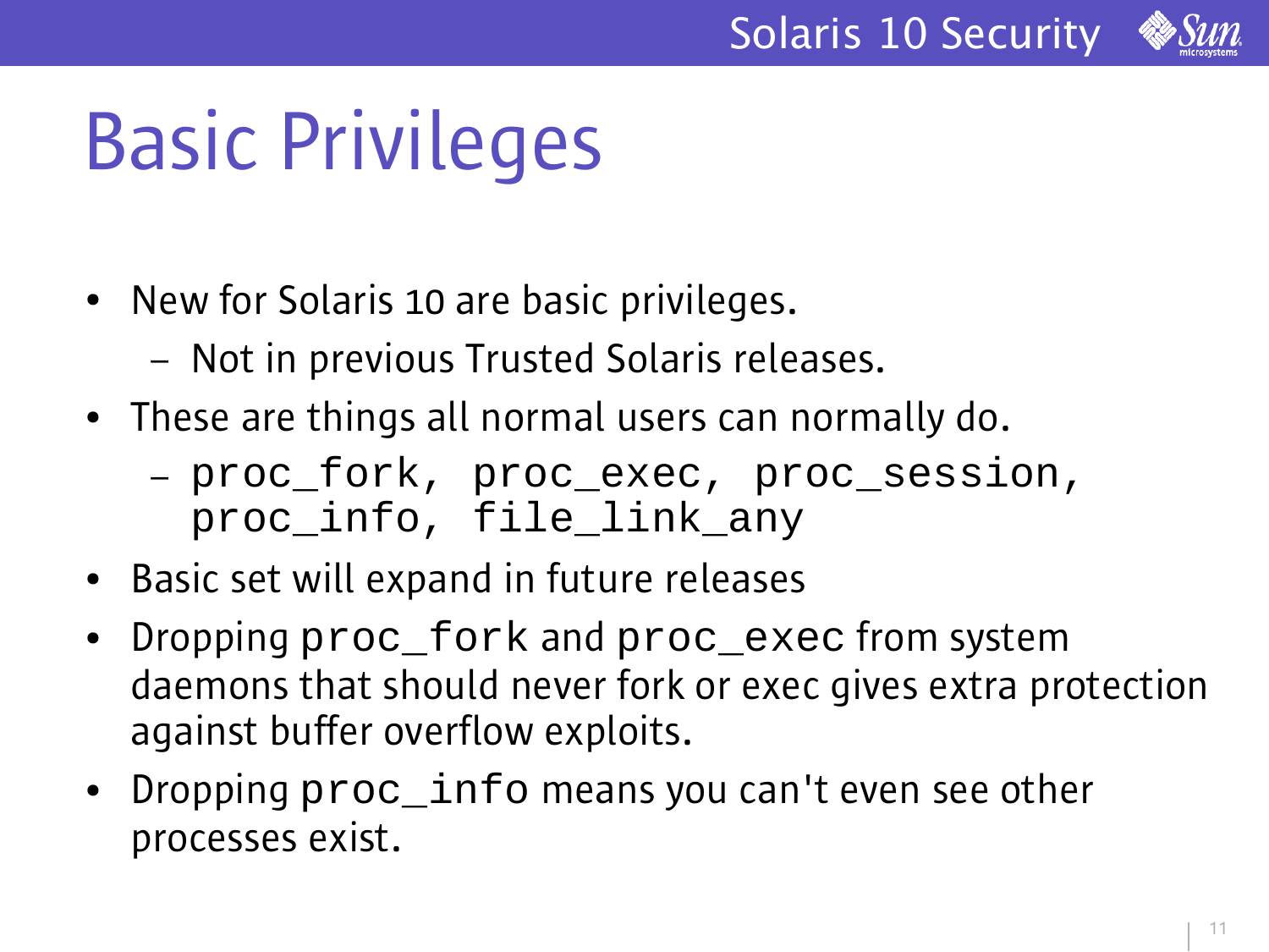# Basic Privileges

- New for Solaris 10 are basic privileges.
  - Not in previous Trusted Solaris releases.
- These are things all normal users can normally do.
  - `proc_fork, proc_exec, proc_session, proc_info, file_link_any`
- Basic set will expand in future releases
- Dropping `proc_fork` and `proc_exec` from system daemons that should never fork or exec gives extra protection against buffer overflow exploits.
- Dropping `proc_info` means you can't even see other processes exist.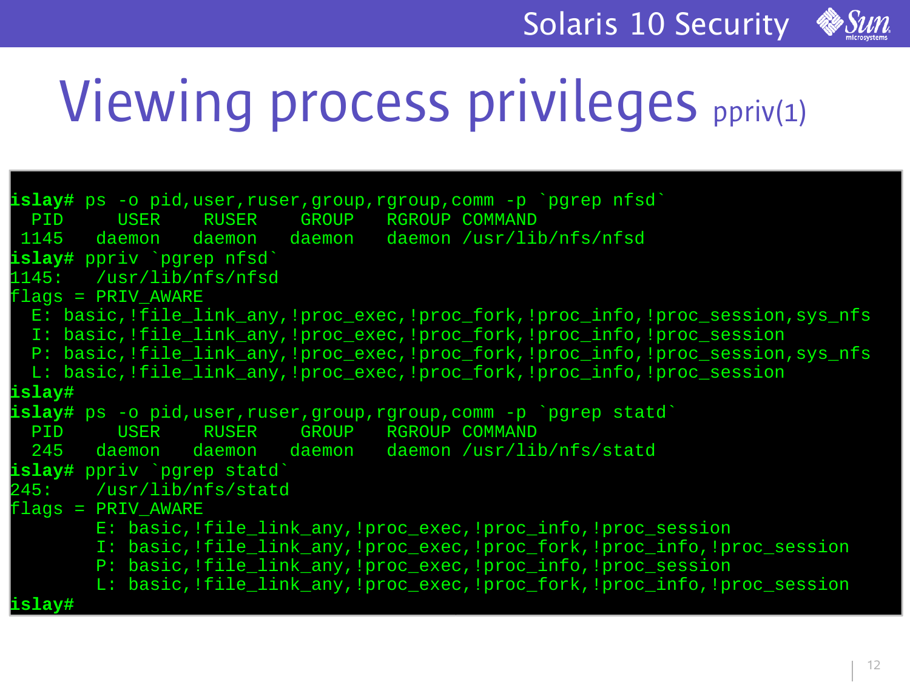# Viewing process privileges ppriv(1)

```
islay# ps -o pid,user,ruser,group,rgroup,comm -p `pgrep nfsd`
  PID     USER    RUSER    GROUP   RGROUP COMMAND
 1145   daemon   daemon   daemon   daemon /usr/lib/nfs/nfsd
islay# ppriv `pgrep nfsd`
1145:   /usr/lib/nfs/nfsd
flags = PRIV_AWARE
  E: basic,!file_link_any,!proc_exec,!proc_fork,!proc_info,!proc_session,sys_nfs
  I: basic,!file_link_any,!proc_exec,!proc_fork,!proc_info,!proc_session
  P: basic,!file_link_any,!proc_exec,!proc_fork,!proc_info,!proc_session,sys_nfs
  L: basic,!file_link_any,!proc_exec,!proc_fork,!proc_info,!proc_session
islay#
islay# ps -o pid,user,ruser,group,rgroup,comm -p `pgrep statd`
  PID     USER    RUSER    GROUP   RGROUP COMMAND
  245   daemon   daemon   daemon   daemon /usr/lib/nfs/statd
islay# ppriv `pgrep statd`
245:    /usr/lib/nfs/statd
flags = PRIV_AWARE
        E: basic,!file_link_any,!proc_exec,!proc_info,!proc_session
        I: basic,!file_link_any,!proc_exec,!proc_fork,!proc_info,!proc_session
        P: basic,!file_link_any,!proc_exec,!proc_info,!proc_session
        L: basic,!file_link_any,!proc_exec,!proc_fork,!proc_info,!proc_session
islay#
```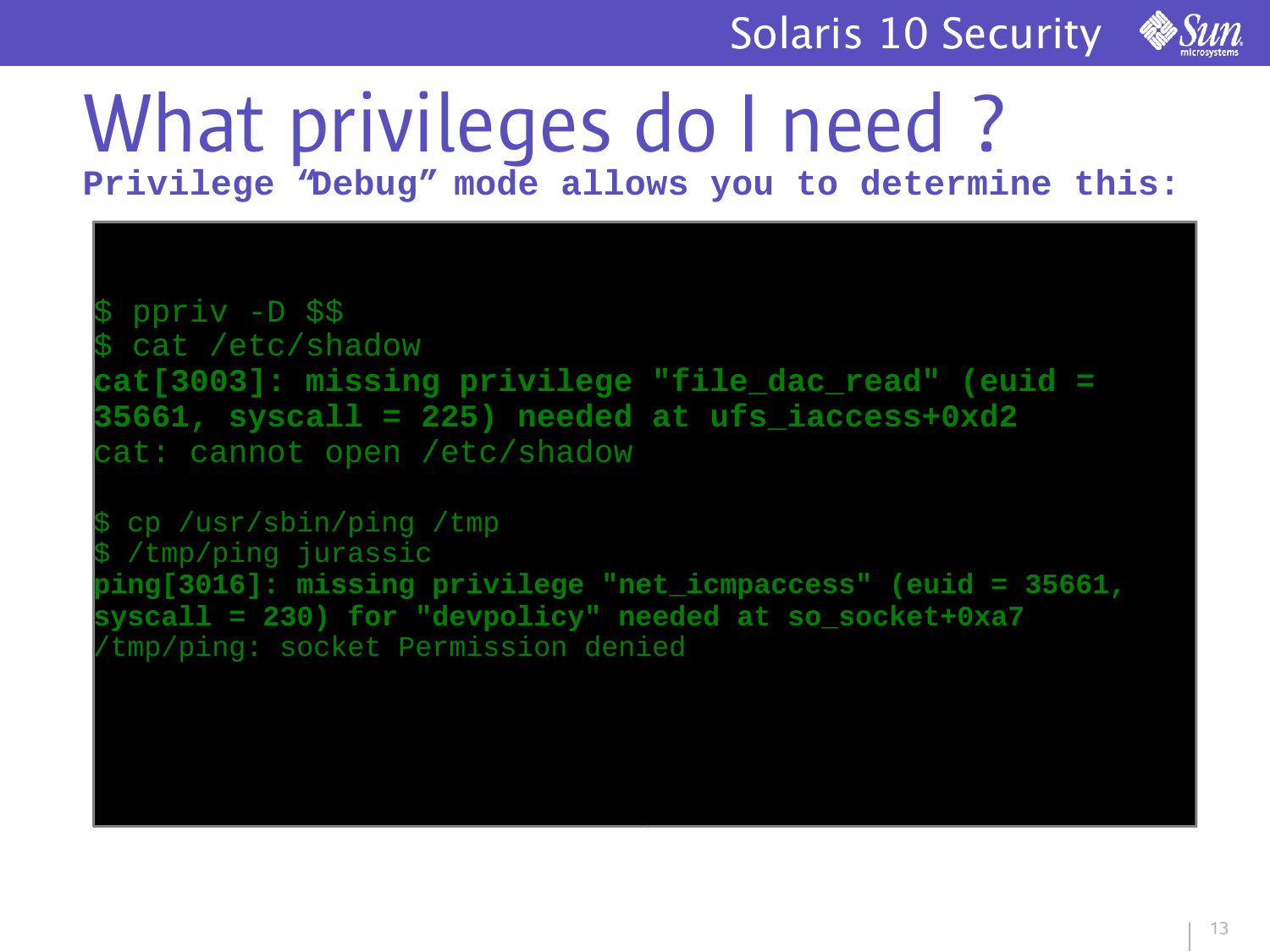# What privileges do I need ?

**Privilege “Debug” mode allows you to determine this:**

```
$ ppriv -D $$
$ cat /etc/shadow
cat[3003]: missing privilege "file_dac_read" (euid =
35661, syscall = 225) needed at ufs_iaccess+0xd2
cat: cannot open /etc/shadow

$ cp /usr/sbin/ping /tmp
$ /tmp/ping jurassic
ping[3016]: missing privilege "net_icmpaccess" (euid = 35661,
syscall = 230) for "devpolicy" needed at so_socket+0xa7
/tmp/ping: socket Permission denied
```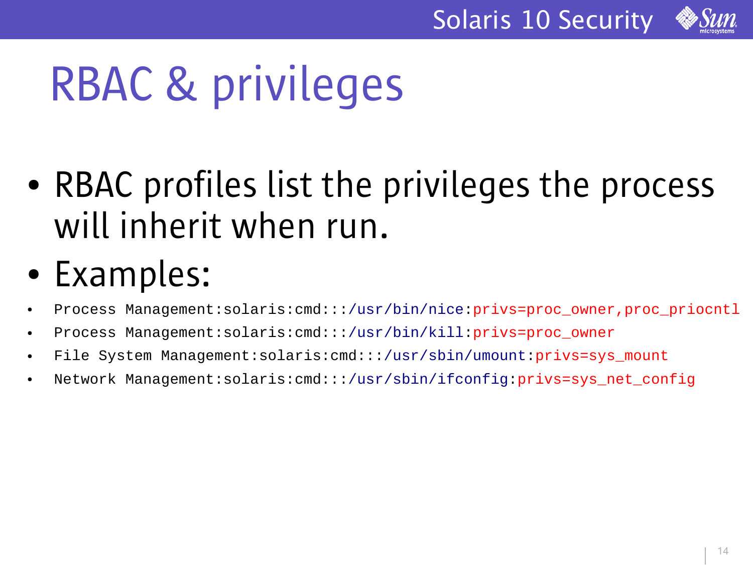# RBAC & privileges

- RBAC profiles list the privileges the process will inherit when run.
- Examples:

- `Process Management:solaris:cmd:::/usr/bin/nice:privs=proc_owner,proc_priocntl`
- `Process Management:solaris:cmd:::/usr/bin/kill:privs=proc_owner`
- `File System Management:solaris:cmd:::/usr/sbin/umount:privs=sys_mount`
- `Network Management:solaris:cmd:::/usr/sbin/ifconfig:privs=sys_net_config`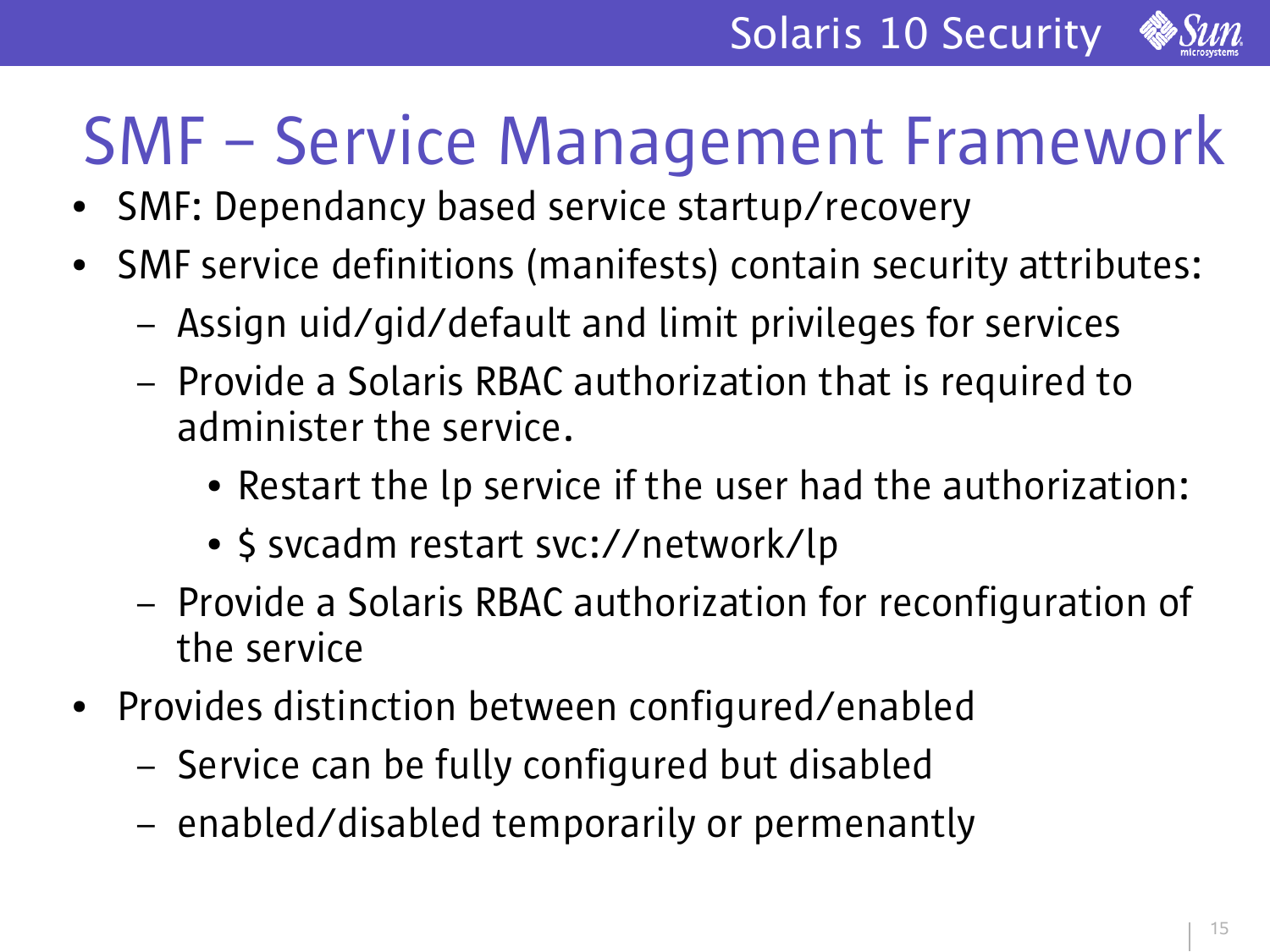# SMF – Service Management Framework

- SMF: Dependancy based service startup/recovery
- SMF service definitions (manifests) contain security attributes:
  - Assign uid/gid/default and limit privileges for services
  - Provide a Solaris RBAC authorization that is required to administer the service.
    - Restart the lp service if the user had the authorization:
    - $ svcadm restart svc://network/lp
  - Provide a Solaris RBAC authorization for reconfiguration of the service
- Provides distinction between configured/enabled
  - Service can be fully configured but disabled
  - enabled/disabled temporarily or permenantly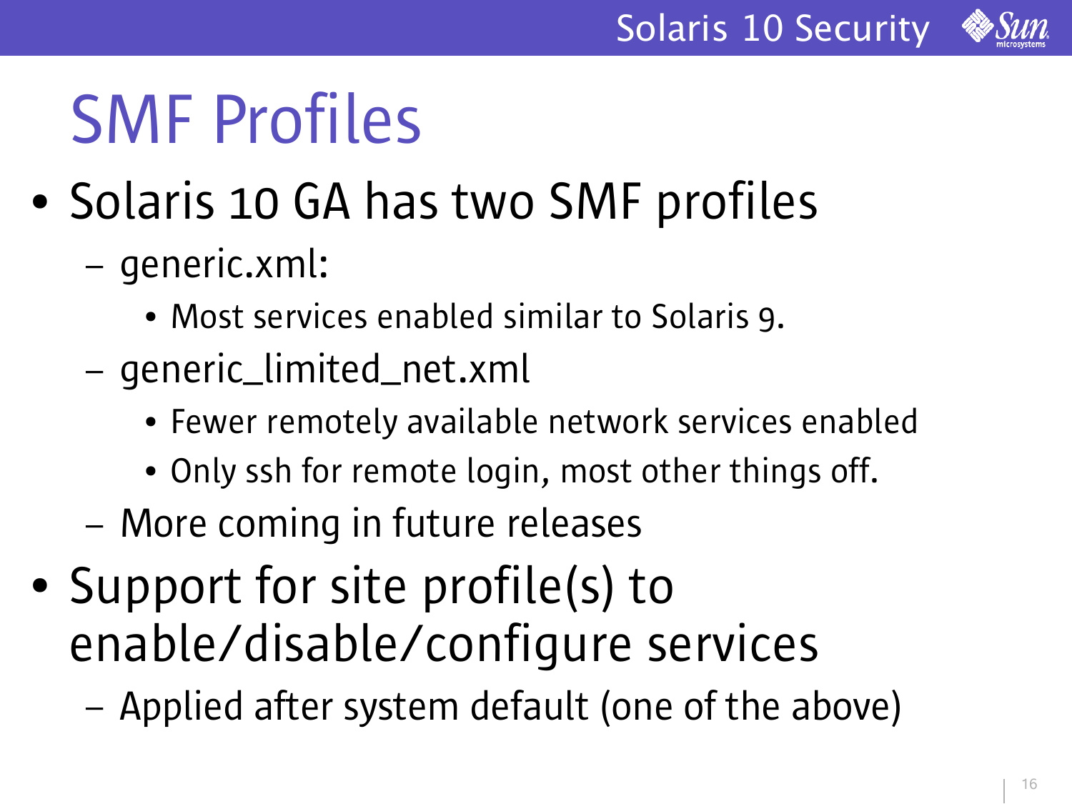# SMF Profiles

- Solaris 10 GA has two SMF profiles
  - generic.xml:
    - Most services enabled similar to Solaris 9.
  - generic_limited_net.xml
    - Fewer remotely available network services enabled
    - Only ssh for remote login, most other things off.
  - More coming in future releases
- Support for site profile(s) to enable/disable/configure services
  - Applied after system default (one of the above)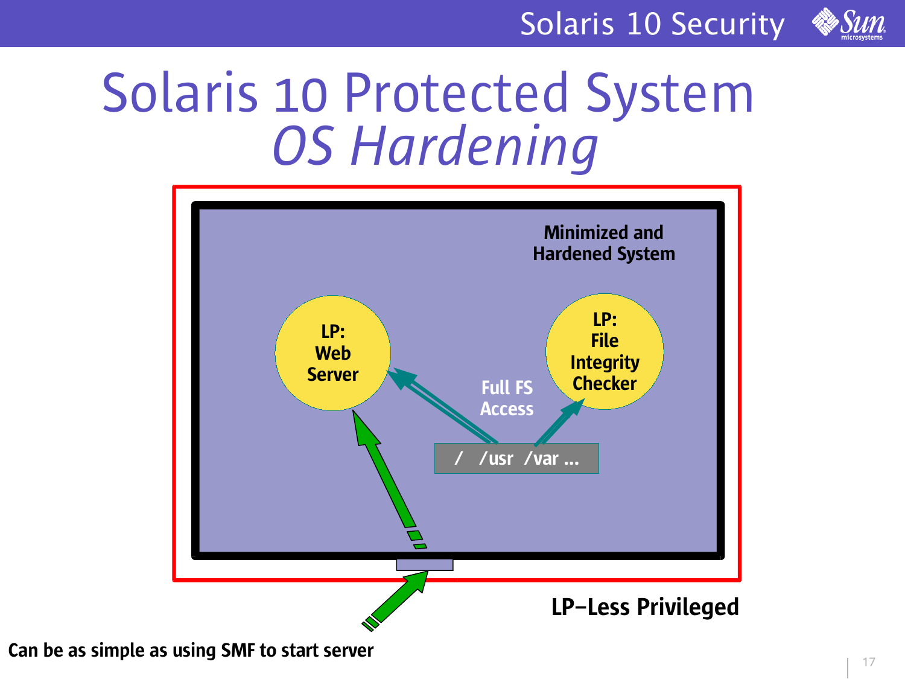# Solaris 10 Protected System
## *OS Hardening*

Minimized and Hardened System

LP: Web Server

LP: File Integrity Checker

Full FS Access

/ /usr /var ...

LP–Less Privileged

Can be as simple as using SMF to start server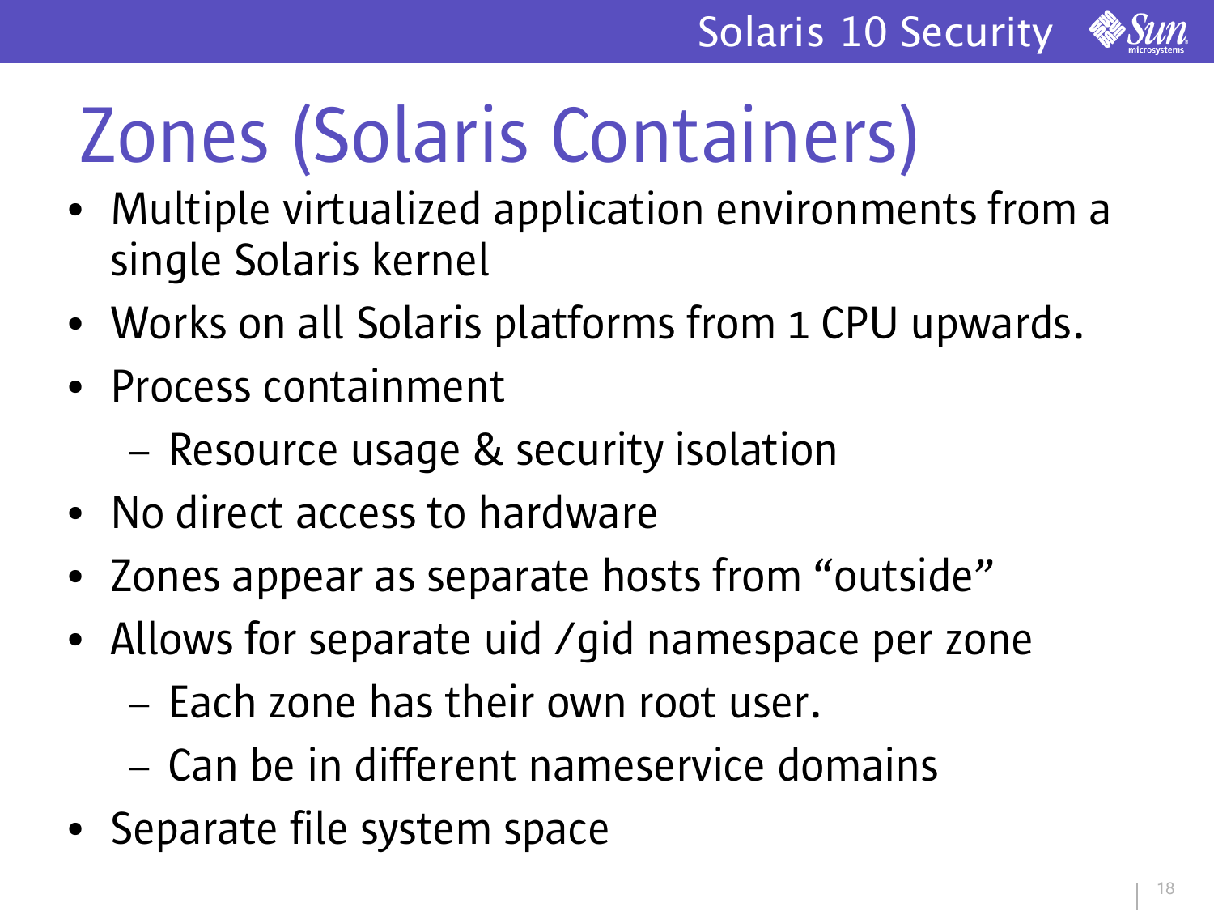# Zones (Solaris Containers)

- Multiple virtualized application environments from a single Solaris kernel
- Works on all Solaris platforms from 1 CPU upwards.
- Process containment
  - Resource usage & security isolation
- No direct access to hardware
- Zones appear as separate hosts from “outside”
- Allows for separate uid /gid namespace per zone
  - Each zone has their own root user.
  - Can be in different nameservice domains
- Separate file system space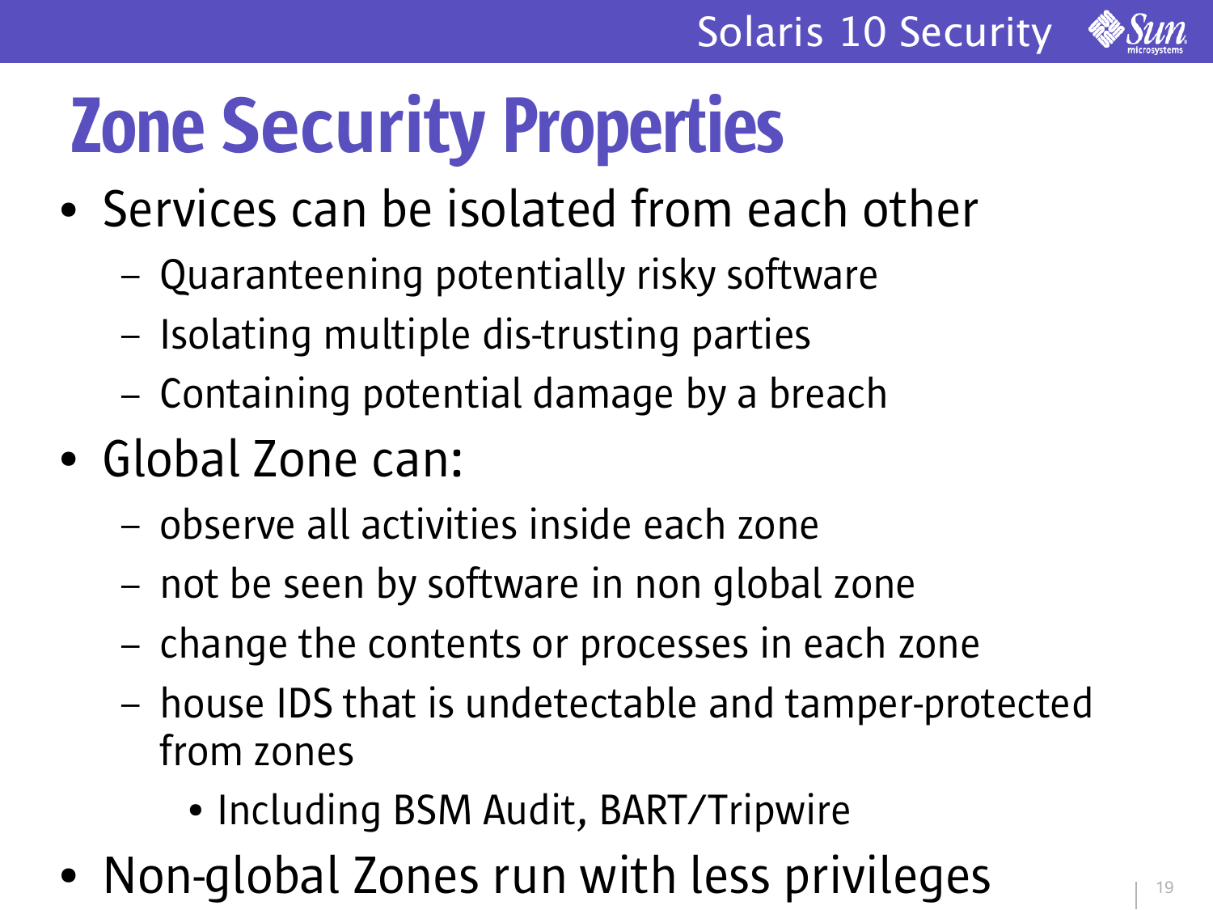# Zone Security Properties

- Services can be isolated from each other
  - Quaranteening potentially risky software
  - Isolating multiple dis-trusting parties
  - Containing potential damage by a breach
- Global Zone can:
  - observe all activities inside each zone
  - not be seen by software in non global zone
  - change the contents or processes in each zone
  - house IDS that is undetectable and tamper-protected from zones
    - Including BSM Audit, BART/Tripwire
- Non-global Zones run with less privileges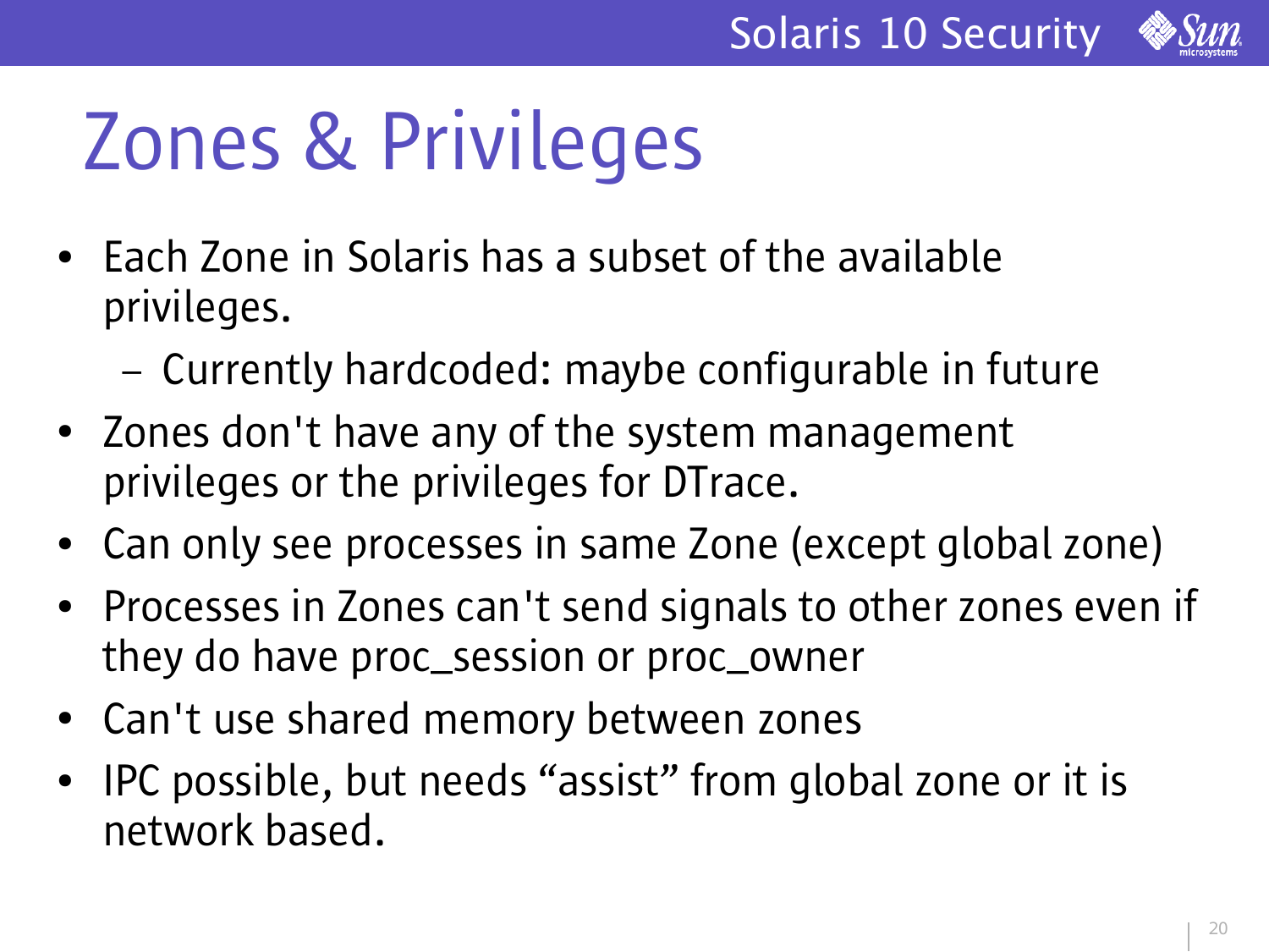# Zones & Privileges

- Each Zone in Solaris has a subset of the available privileges.
  - Currently hardcoded: maybe configurable in future
- Zones don't have any of the system management privileges or the privileges for DTrace.
- Can only see processes in same Zone (except global zone)
- Processes in Zones can't send signals to other zones even if they do have proc_session or proc_owner
- Can't use shared memory between zones
- IPC possible, but needs “assist” from global zone or it is network based.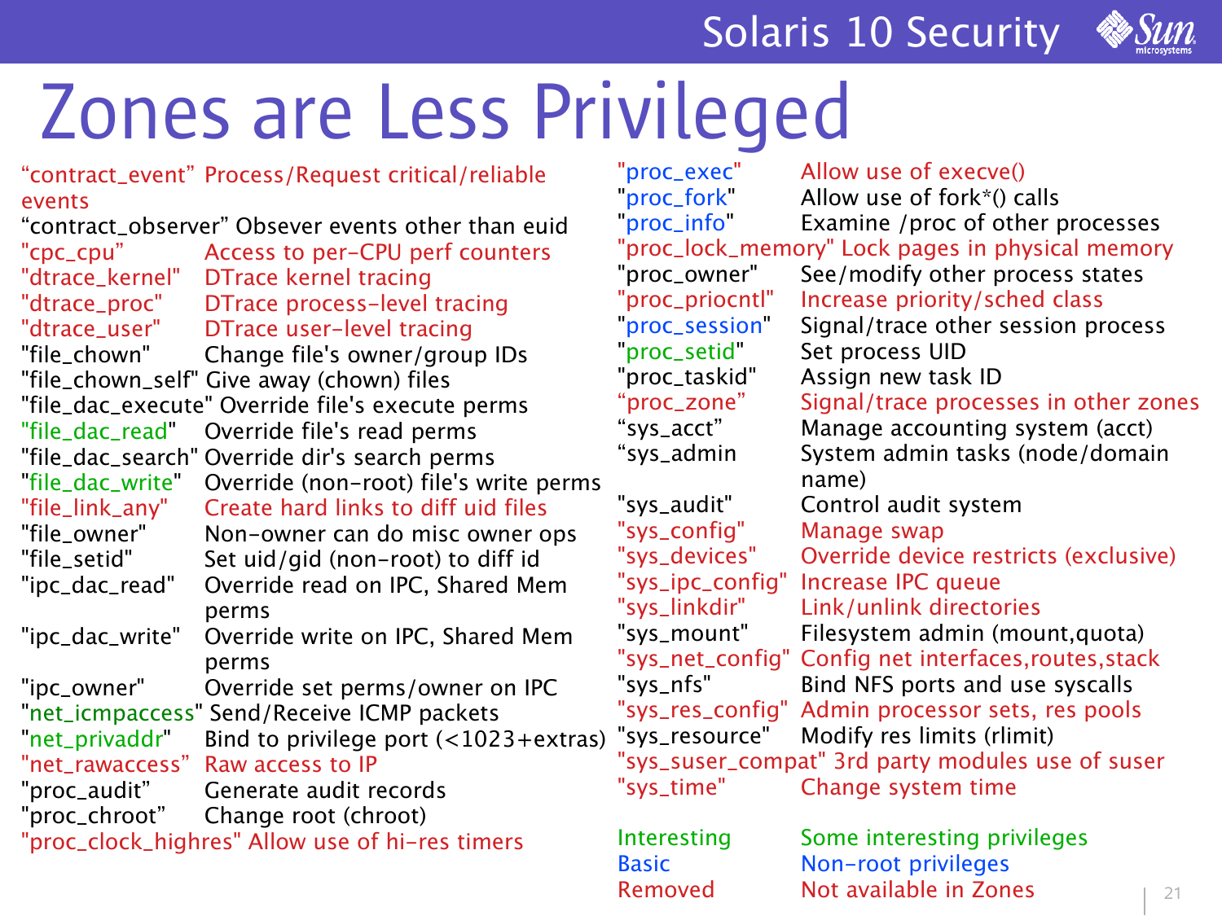# Zones are Less Privileged

| Privilege | Description |
| --- | --- |
| "contract_event" | Process/Request critical/reliable events |
| "contract_observer" | Obsever events other than euid |
| "cpc_cpu" | Access to per-CPU perf counters |
| "dtrace_kernel" | DTrace kernel tracing |
| "dtrace_proc" | DTrace process-level tracing |
| "dtrace_user" | DTrace user-level tracing |
| "file_chown" | Change file's owner/group IDs |
| "file_chown_self" | Give away (chown) files |
| "file_dac_execute" | Override file's execute perms |
| "file_dac_read" | Override file's read perms |
| "file_dac_search" | Override dir's search perms |
| "file_dac_write" | Override (non-root) file's write perms |
| "file_link_any" | Create hard links to diff uid files |
| "file_owner" | Non-owner can do misc owner ops |
| "file_setid" | Set uid/gid (non-root) to diff id |
| "ipc_dac_read" | Override read on IPC, Shared Mem perms |
| "ipc_dac_write" | Override write on IPC, Shared Mem perms |
| "ipc_owner" | Override set perms/owner on IPC |
| "net_icmpaccess" | Send/Receive ICMP packets |
| "net_privaddr" | Bind to privilege port (<1023+extras) |
| "net_rawaccess" | Raw access to IP |
| "proc_audit" | Generate audit records |
| "proc_chroot" | Change root (chroot) |
| "proc_clock_highres" | Allow use of hi-res timers |
| "proc_exec" | Allow use of execve() |
| "proc_fork" | Allow use of fork*() calls |
| "proc_info" | Examine /proc of other processes |
| "proc_lock_memory" | Lock pages in physical memory |
| "proc_owner" | See/modify other process states |
| "proc_priocntl" | Increase priority/sched class |
| "proc_session" | Signal/trace other session process |
| "proc_setid" | Set process UID |
| "proc_taskid" | Assign new task ID |
| "proc_zone" | Signal/trace processes in other zones |
| "sys_acct" | Manage accounting system (acct) |
| "sys_admin | System admin tasks (node/domain name) |
| "sys_audit" | Control audit system |
| "sys_config" | Manage swap |
| "sys_devices" | Override device restricts (exclusive) |
| "sys_ipc_config" | Increase IPC queue |
| "sys_linkdir" | Link/unlink directories |
| "sys_mount" | Filesystem admin (mount,quota) |
| "sys_net_config" | Config net interfaces,routes,stack |
| "sys_nfs" | Bind NFS ports and use syscalls |
| "sys_res_config" | Admin processor sets, res pools |
| "sys_resource" | Modify res limits (rlimit) |
| "sys_suser_compat" | 3rd party modules use of suser |
| "sys_time" | Change system time |

Legend:

- Interesting — Some interesting privileges (file_dac_read, file_dac_write, net_icmpaccess, net_privaddr, proc_setid)
- Basic — Non-root privileges (proc_exec, proc_fork, proc_info, proc_session)
- Removed — Not available in Zones (contract_event, cpc_cpu, dtrace_kernel, dtrace_proc, dtrace_user, file_link_any, net_rawaccess, proc_clock_highres, proc_lock_memory, proc_priocntl, proc_zone, sys_config, sys_devices, sys_ipc_config, sys_linkdir, sys_net_config, sys_res_config, sys_suser_compat, sys_time)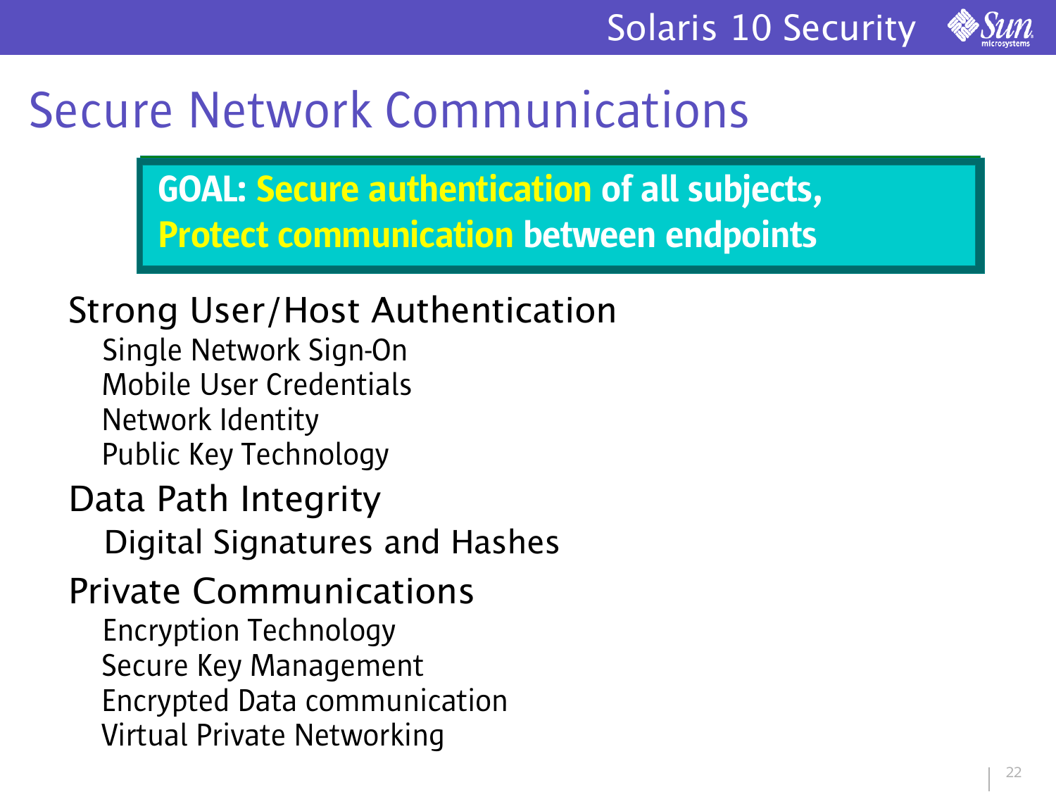# Secure Network Communications

**GOAL: Secure authentication of all subjects, Protect communication between endpoints**

Strong User/Host Authentication

- Single Network Sign-On
- Mobile User Credentials
- Network Identity
- Public Key Technology

Data Path Integrity

- Digital Signatures and Hashes

Private Communications

- Encryption Technology
- Secure Key Management
- Encrypted Data communication
- Virtual Private Networking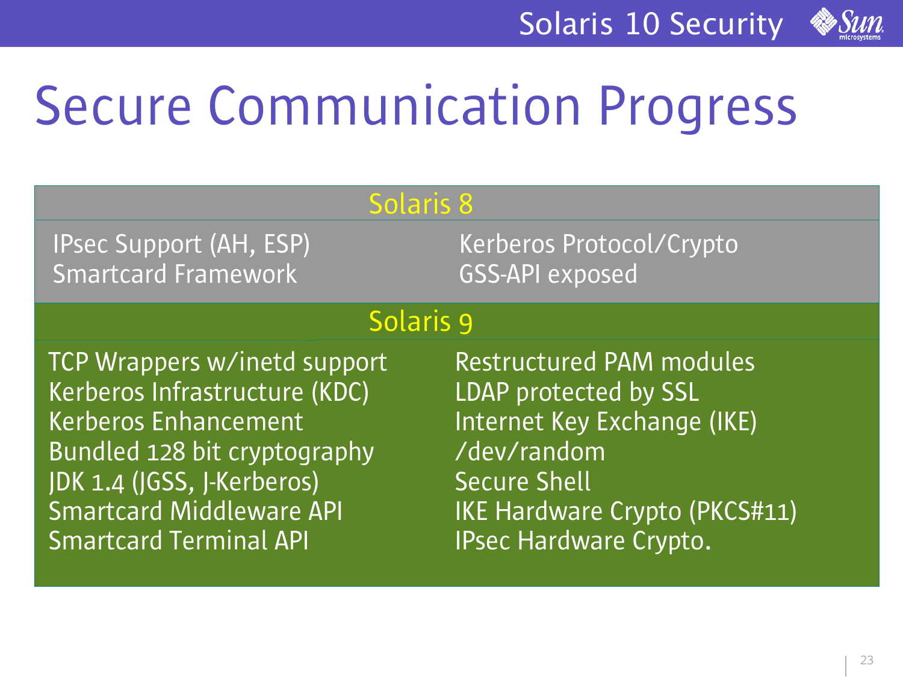# Secure Communication Progress

## Solaris 8

- IPsec Support (AH, ESP)
- Smartcard Framework
- Kerberos Protocol/Crypto
- GSS-API exposed

## Solaris 9

- TCP Wrappers w/inetd support
- Kerberos Infrastructure (KDC)
- Kerberos Enhancement
- Bundled 128 bit cryptography
- JDK 1.4 (JGSS, J-Kerberos)
- Smartcard Middleware API
- Smartcard Terminal API
- Restructured PAM modules
- LDAP protected by SSL
- Internet Key Exchange (IKE)
- /dev/random
- Secure Shell
- IKE Hardware Crypto (PKCS#11)
- IPsec Hardware Crypto.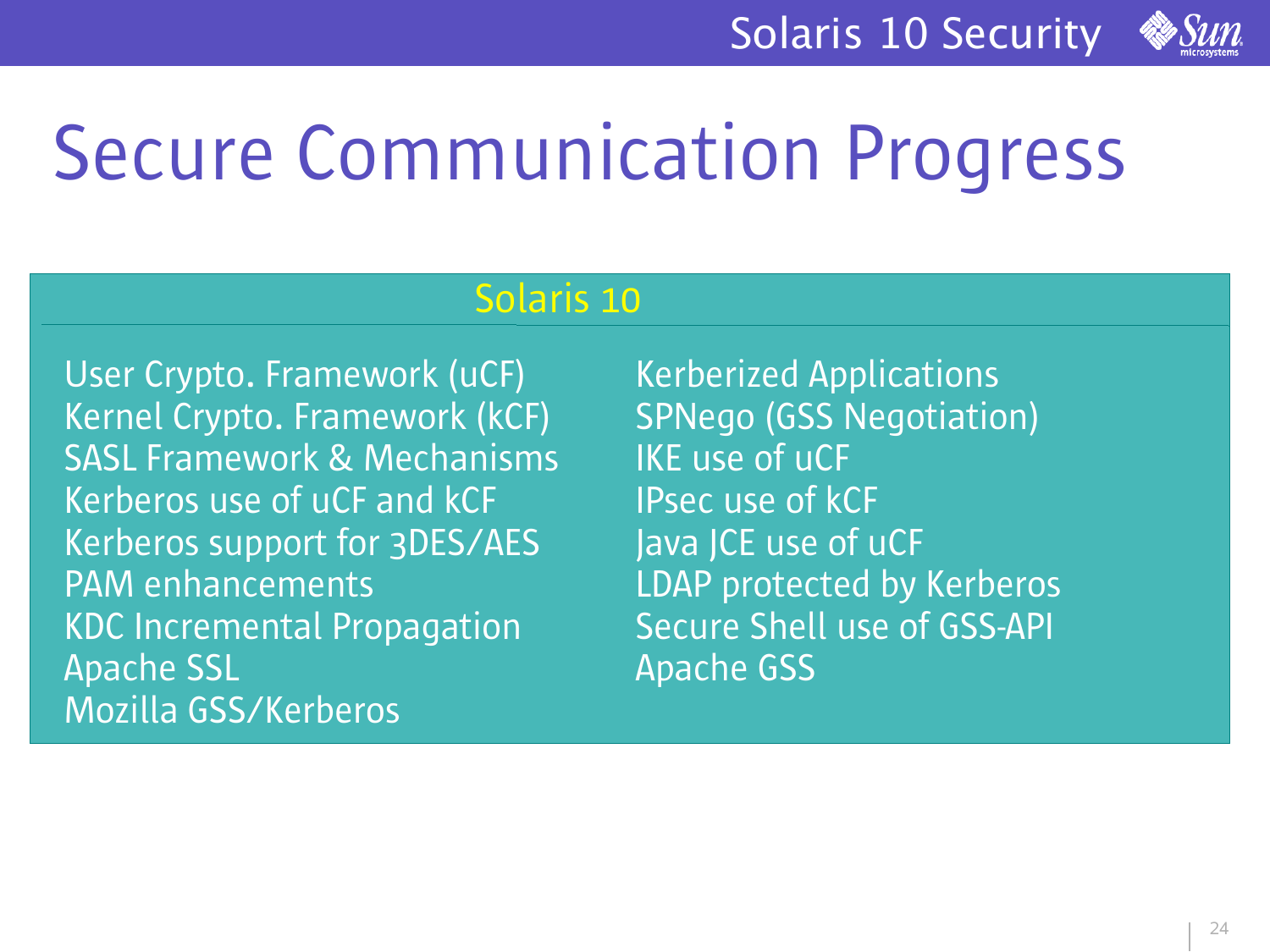# Secure Communication Progress

## Solaris 10

- User Crypto. Framework (uCF)
- Kernel Crypto. Framework (kCF)
- SASL Framework & Mechanisms
- Kerberos use of uCF and kCF
- Kerberos support for 3DES/AES
- PAM enhancements
- KDC Incremental Propagation
- Apache SSL
- Mozilla GSS/Kerberos
- Kerberized Applications
- SPNego (GSS Negotiation)
- IKE use of uCF
- IPsec use of kCF
- Java JCE use of uCF
- LDAP protected by Kerberos
- Secure Shell use of GSS-API
- Apache GSS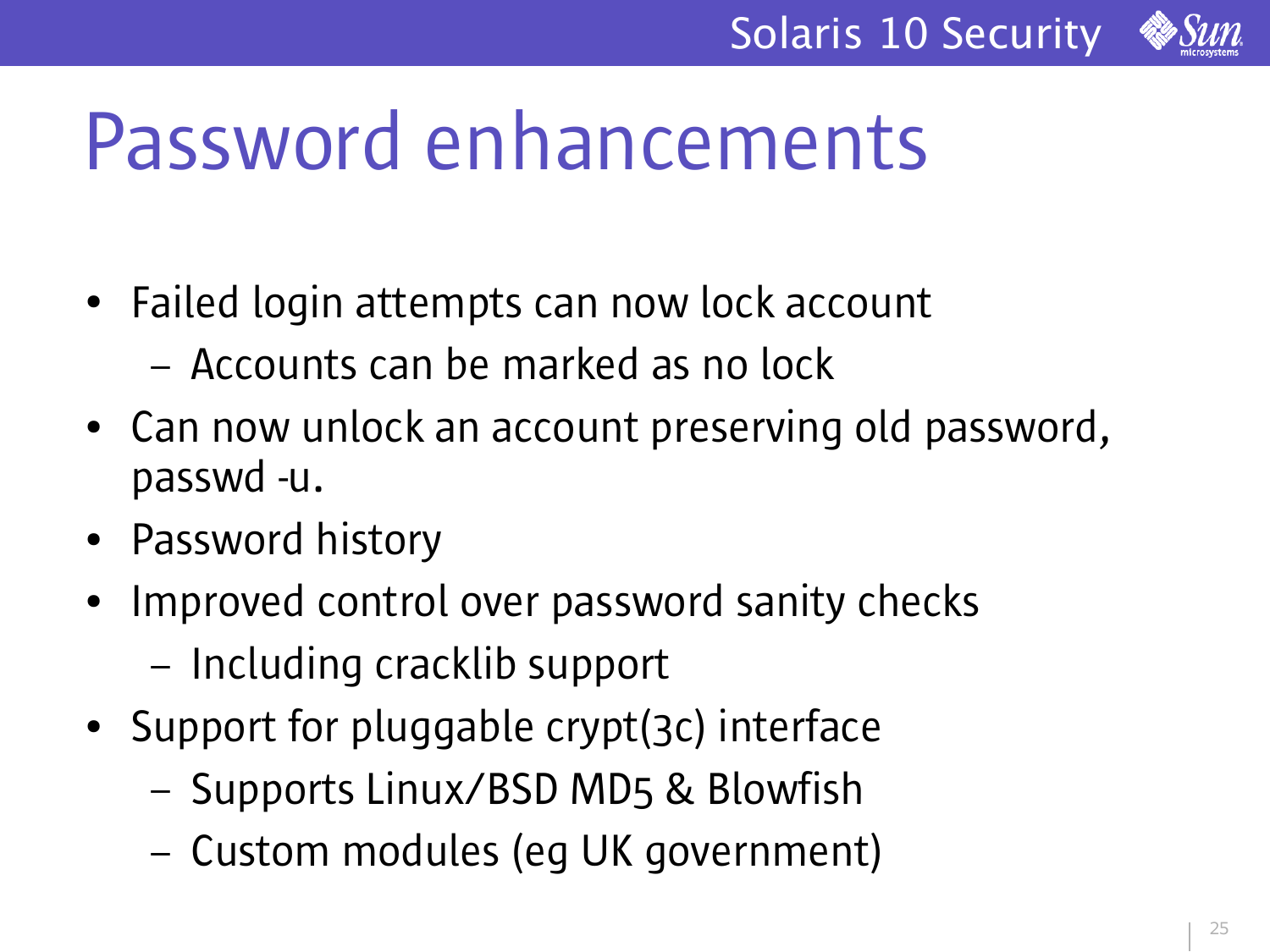# Password enhancements

- Failed login attempts can now lock account
  - Accounts can be marked as no lock
- Can now unlock an account preserving old password, passwd -u.
- Password history
- Improved control over password sanity checks
  - Including cracklib support
- Support for pluggable crypt(3c) interface
  - Supports Linux/BSD MD5 & Blowfish
  - Custom modules (eg UK government)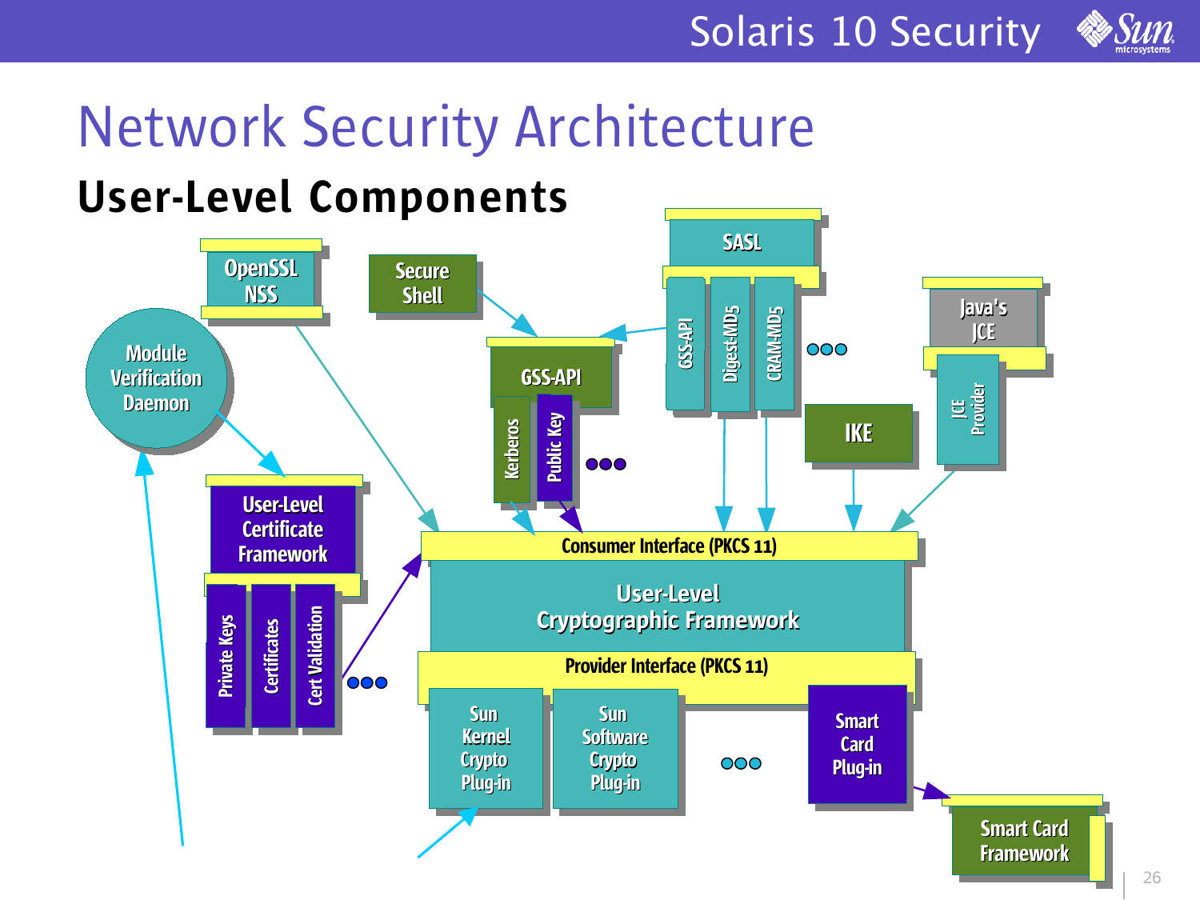# Network Security Architecture

## User-Level Components

OpenSSL NSS

Secure Shell

SASL

GSS-API

Digest-MD5

CRAM-MD5

Java's JCE

JCE Provider

Module Verification Daemon

GSS-API

Kerberos

Public Key

IKE

User-Level Certificate Framework

Private Keys

Certificates

Cert Validation

Consumer Interface (PKCS 11)

User-Level Cryptographic Framework

Provider Interface (PKCS 11)

Sun Kernel Crypto Plug-in

Sun Software Crypto Plug-in

Smart Card Plug-in

Smart Card Framework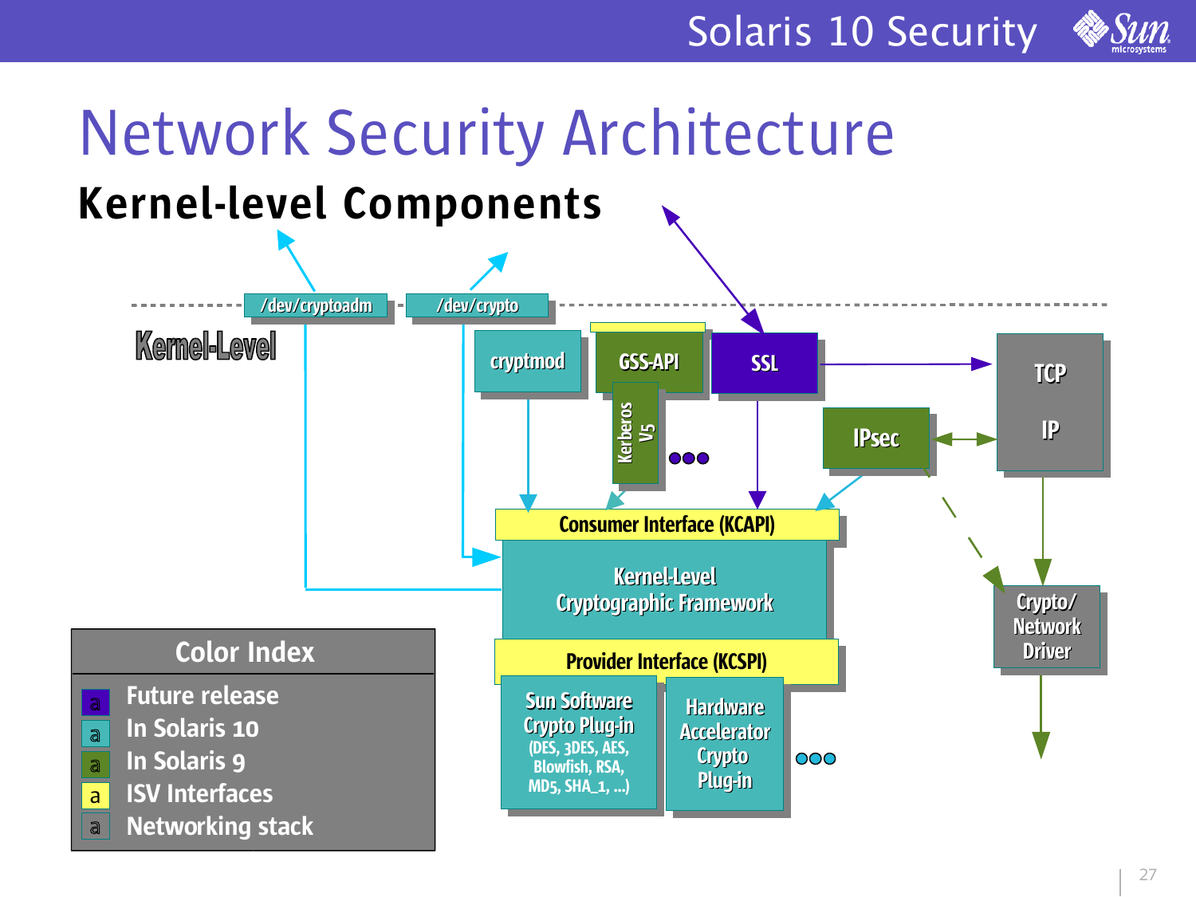# Network Security Architecture

## Kernel-level Components

/dev/cryptoadm

/dev/crypto

Kernel-Level

cryptmod

GSS-API

Kerberos V5

SSL

IPsec

TCP

IP

Consumer Interface (KCAPI)

Kernel-Level Cryptographic Framework

Provider Interface (KCSPI)

Sun Software Crypto Plug-in (DES, 3DES, AES, Blowfish, RSA, MD5, SHA_1, ...)

Hardware Accelerator Crypto Plug-in

Crypto/ Network Driver

| Color Index |
|---|
| Future release |
| In Solaris 10 |
| In Solaris 9 |
| ISV Interfaces |
| Networking stack |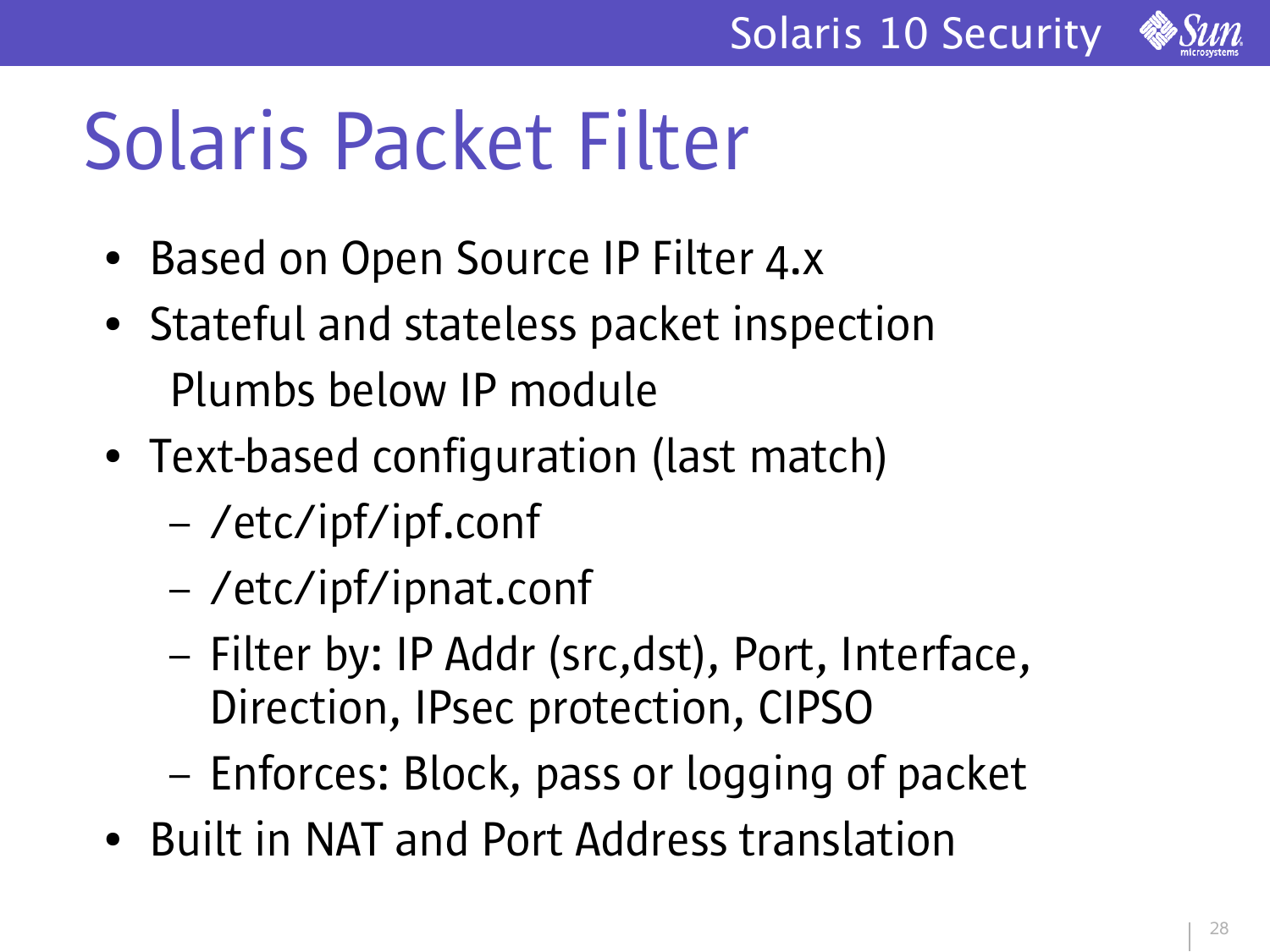# Solaris Packet Filter

- Based on Open Source IP Filter 4.x
- Stateful and stateless packet inspection
  Plumbs below IP module
- Text-based configuration (last match)
  - /etc/ipf/ipf.conf
  - /etc/ipf/ipnat.conf
  - Filter by: IP Addr (src,dst), Port, Interface, Direction, IPsec protection, CIPSO
  - Enforces: Block, pass or logging of packet
- Built in NAT and Port Address translation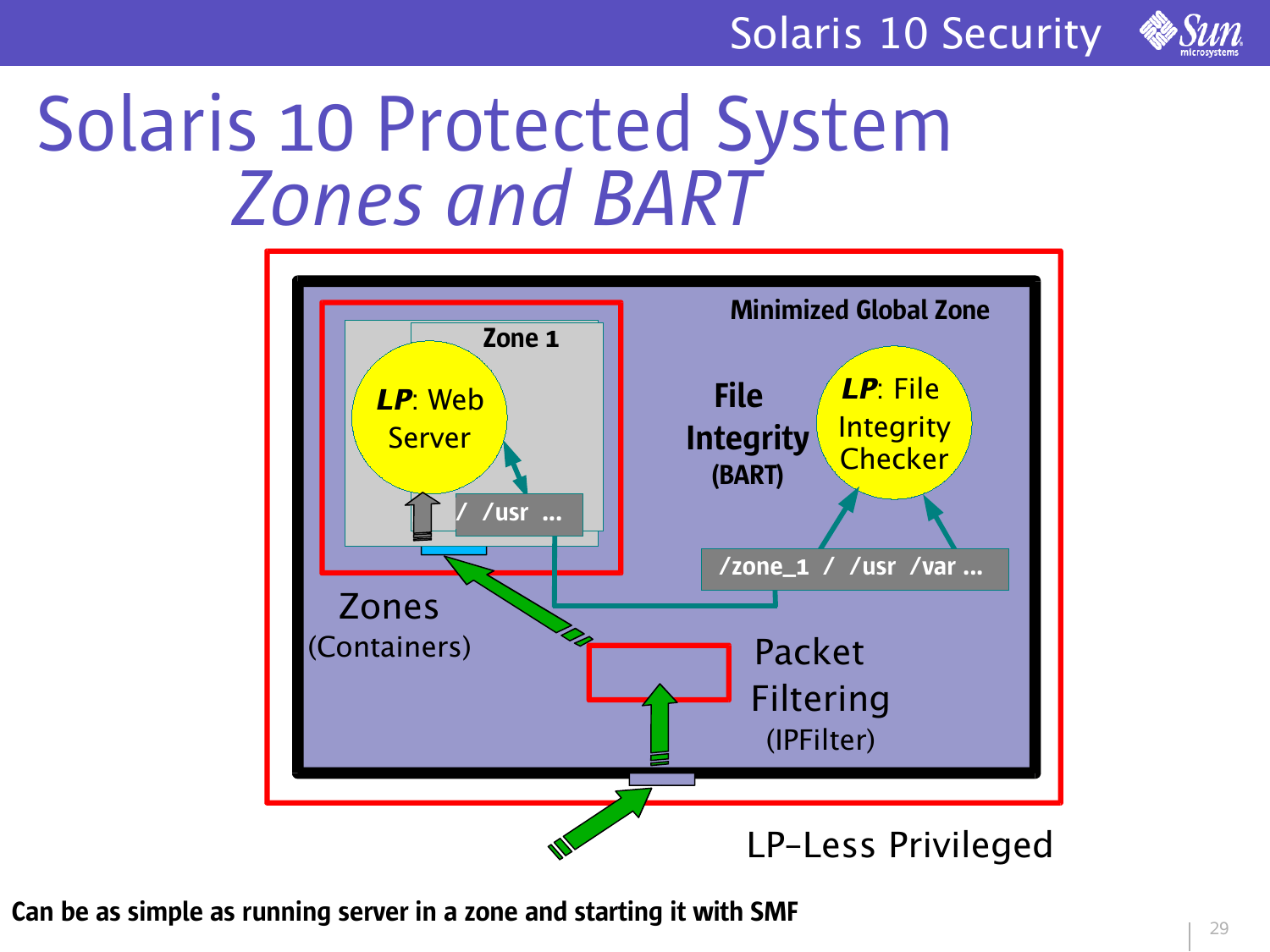# Solaris 10 Protected System

## *Zones and BART*

Minimized Global Zone

Zone 1

***LP***: Web Server

/ /usr ...

File Integrity (BART)

***LP***: File Integrity Checker

/zone_1 / /usr /var ...

Zones (Containers)

Packet Filtering (IPFilter)

LP-Less Privileged

**Can be as simple as running server in a zone and starting it with SMF**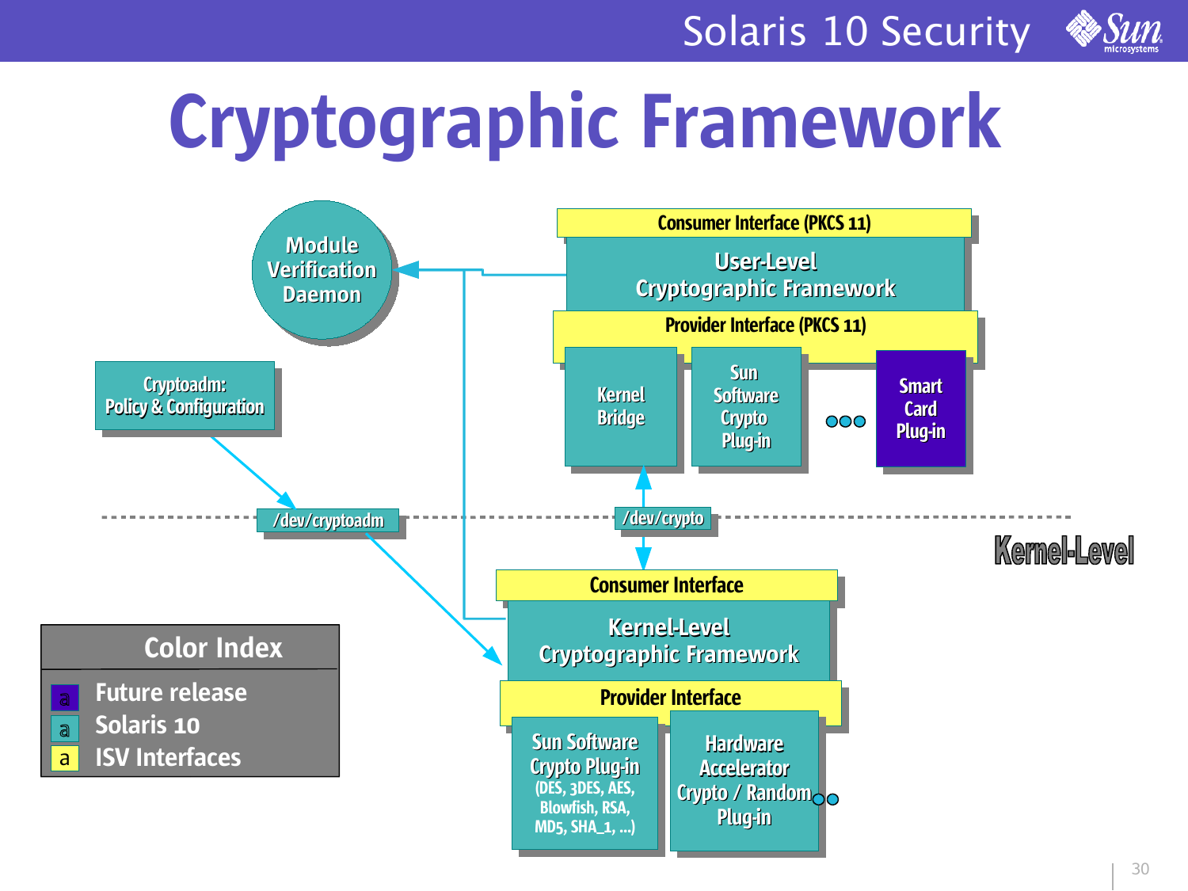# Cryptographic Framework

Module Verification Daemon

Cryptoadm: Policy & Configuration

Consumer Interface (PKCS 11)

User-Level Cryptographic Framework

Provider Interface (PKCS 11)

Kernel Bridge

Sun Software Crypto Plug-in

Smart Card Plug-in

/dev/cryptoadm

/dev/crypto

Kernel-Level

Consumer Interface

Kernel-Level Cryptographic Framework

Provider Interface

Sun Software Crypto Plug-in (DES, 3DES, AES, Blowfish, RSA, MD5, SHA_1, ...)

Hardware Accelerator Crypto / Random Plug-in

**Color Index**

- Future release
- Solaris 10
- ISV Interfaces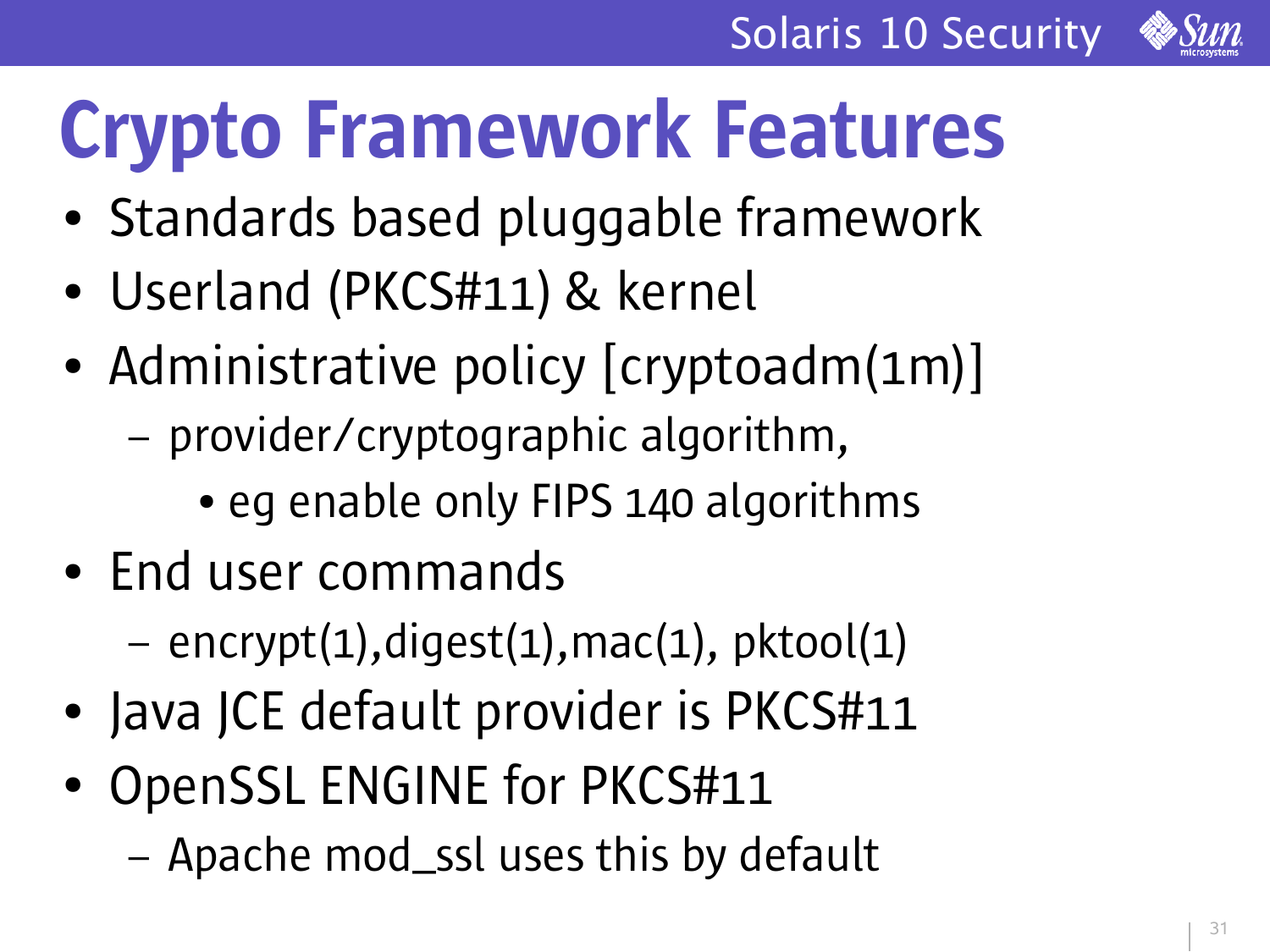# Crypto Framework Features

- Standards based pluggable framework
- Userland (PKCS#11) & kernel
- Administrative policy [cryptoadm(1m)]
  - provider/cryptographic algorithm,
    - eg enable only FIPS 140 algorithms
- End user commands
  - encrypt(1),digest(1),mac(1), pktool(1)
- Java JCE default provider is PKCS#11
- OpenSSL ENGINE for PKCS#11
  - Apache mod_ssl uses this by default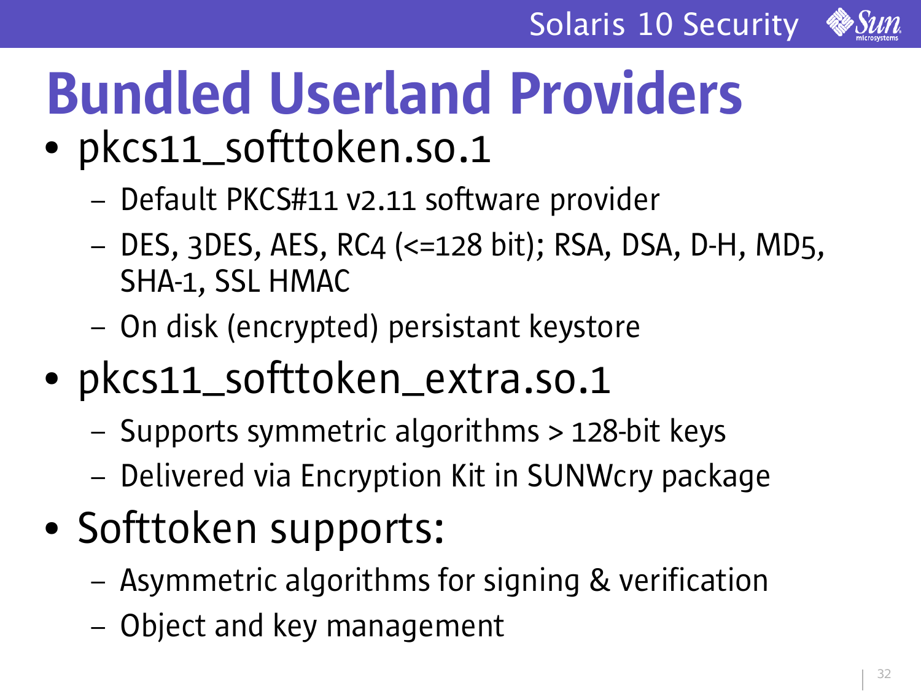# Bundled Userland Providers

- pkcs11_softtoken.so.1
  - Default PKCS#11 v2.11 software provider
  - DES, 3DES, AES, RC4 (<=128 bit); RSA, DSA, D-H, MD5, SHA-1, SSL HMAC
  - On disk (encrypted) persistant keystore
- pkcs11_softtoken_extra.so.1
  - Supports symmetric algorithms > 128-bit keys
  - Delivered via Encryption Kit in SUNWcry package
- Softtoken supports:
  - Asymmetric algorithms for signing & verification
  - Object and key management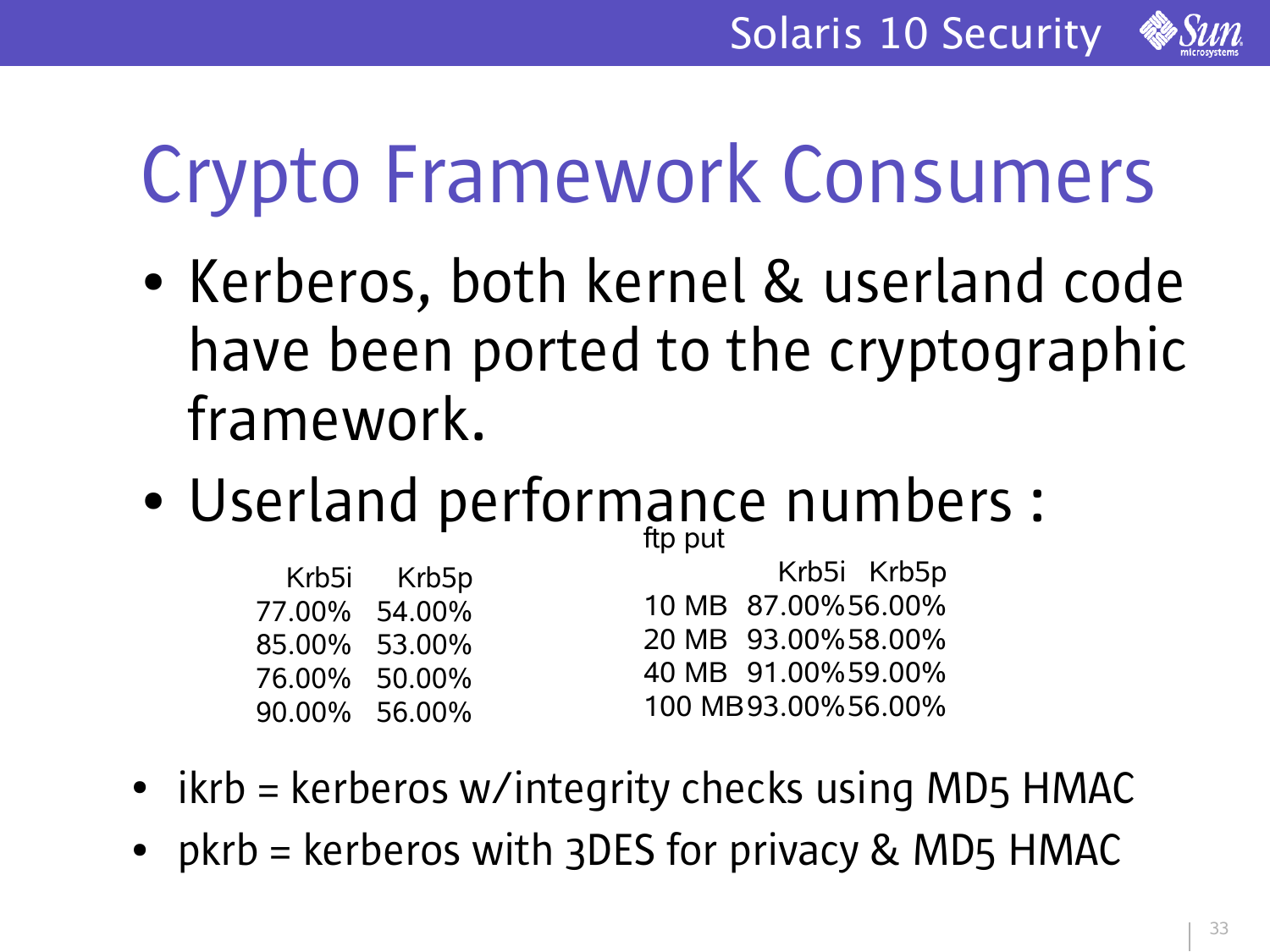# Crypto Framework Consumers

- Kerberos, both kernel & userland code have been ported to the cryptographic framework.
- Userland performance numbers :

| Krb5i | Krb5p |
|---|---|
| 77.00% | 54.00% |
| 85.00% | 53.00% |
| 76.00% | 50.00% |
| 90.00% | 56.00% |

ftp put

| | Krb5i | Krb5p |
|---|---|---|
| 10 MB | 87.00% | 56.00% |
| 20 MB | 93.00% | 58.00% |
| 40 MB | 91.00% | 59.00% |
| 100 MB | 93.00% | 56.00% |

- ikrb = kerberos w/integrity checks using MD5 HMAC
- pkrb = kerberos with 3DES for privacy & MD5 HMAC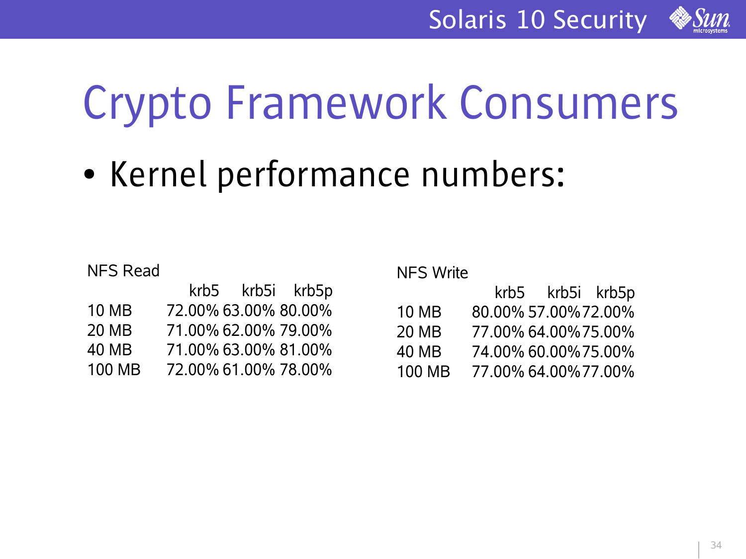# Crypto Framework Consumers

- Kernel performance numbers:

NFS Read

| | krb5 | krb5i | krb5p |
|---|---|---|---|
| 10 MB | 72.00% | 63.00% | 80.00% |
| 20 MB | 71.00% | 62.00% | 79.00% |
| 40 MB | 71.00% | 63.00% | 81.00% |
| 100 MB | 72.00% | 61.00% | 78.00% |

NFS Write

| | krb5 | krb5i | krb5p |
|---|---|---|---|
| 10 MB | 80.00% | 57.00% | 72.00% |
| 20 MB | 77.00% | 64.00% | 75.00% |
| 40 MB | 74.00% | 60.00% | 75.00% |
| 100 MB | 77.00% | 64.00% | 77.00% |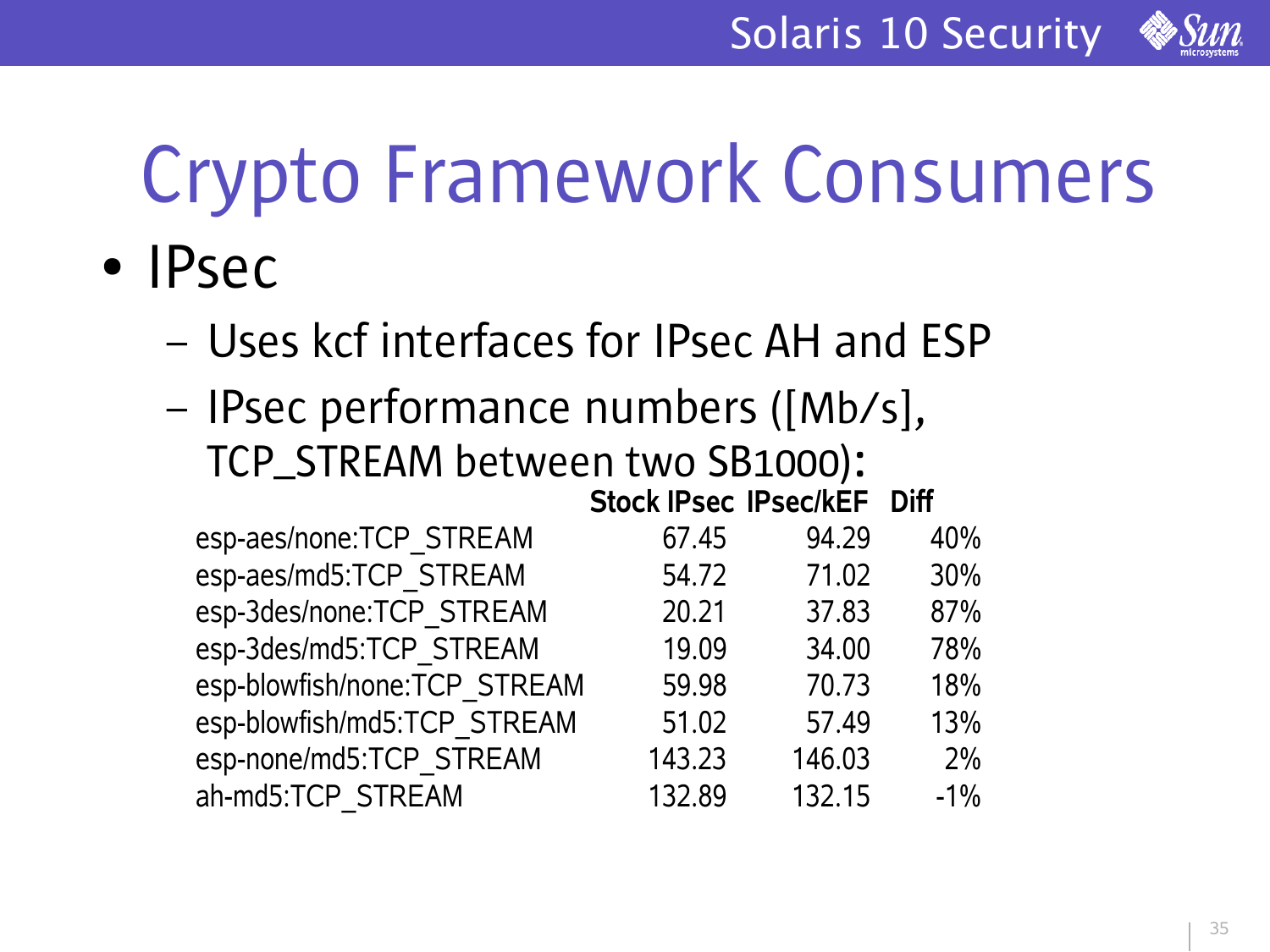# Crypto Framework Consumers

- IPsec
  - Uses kcf interfaces for IPsec AH and ESP
  - IPsec performance numbers ([Mb/s], TCP_STREAM between two SB1000):

| | **Stock IPsec** | **IPsec/kEF** | **Diff** |
|---|---|---|---|
| esp-aes/none:TCP_STREAM | 67.45 | 94.29 | 40% |
| esp-aes/md5:TCP_STREAM | 54.72 | 71.02 | 30% |
| esp-3des/none:TCP_STREAM | 20.21 | 37.83 | 87% |
| esp-3des/md5:TCP_STREAM | 19.09 | 34.00 | 78% |
| esp-blowfish/none:TCP_STREAM | 59.98 | 70.73 | 18% |
| esp-blowfish/md5:TCP_STREAM | 51.02 | 57.49 | 13% |
| esp-none/md5:TCP_STREAM | 143.23 | 146.03 | 2% |
| ah-md5:TCP_STREAM | 132.89 | 132.15 | -1% |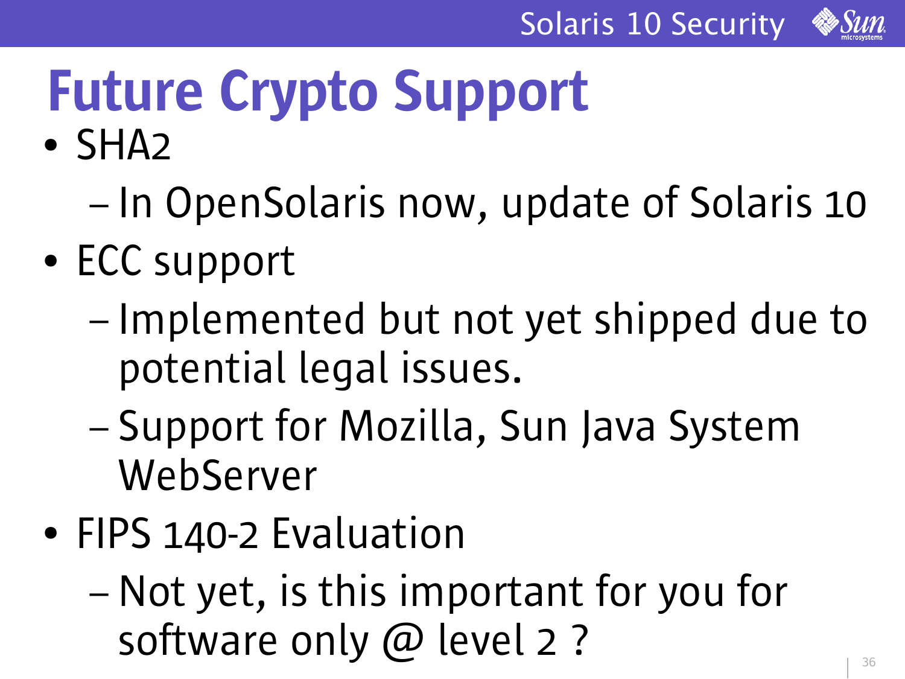# Future Crypto Support

- SHA2
  - In OpenSolaris now, update of Solaris 10
- ECC support
  - Implemented but not yet shipped due to potential legal issues.
  - Support for Mozilla, Sun Java System WebServer
- FIPS 140-2 Evaluation
  - Not yet, is this important for you for software only @ level 2 ?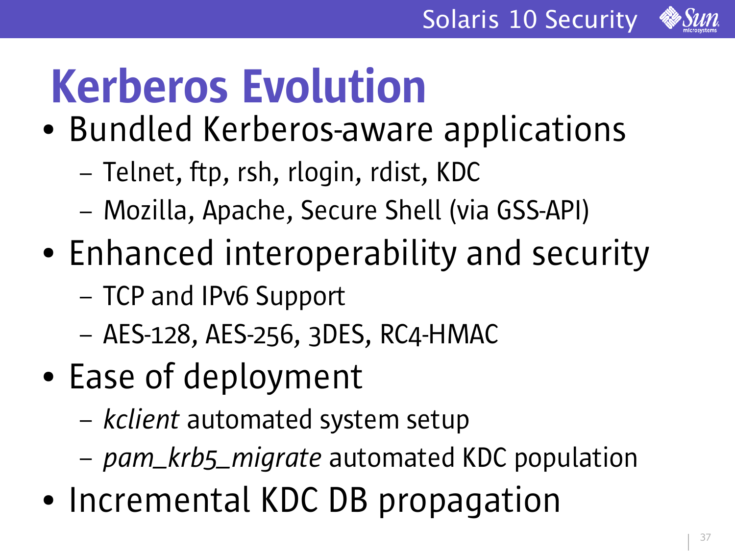# Kerberos Evolution

- Bundled Kerberos-aware applications
  - Telnet, ftp, rsh, rlogin, rdist, KDC
  - Mozilla, Apache, Secure Shell (via GSS-API)
- Enhanced interoperability and security
  - TCP and IPv6 Support
  - AES-128, AES-256, 3DES, RC4-HMAC
- Ease of deployment
  - *kclient* automated system setup
  - *pam_krb5_migrate* automated KDC population
- Incremental KDC DB propagation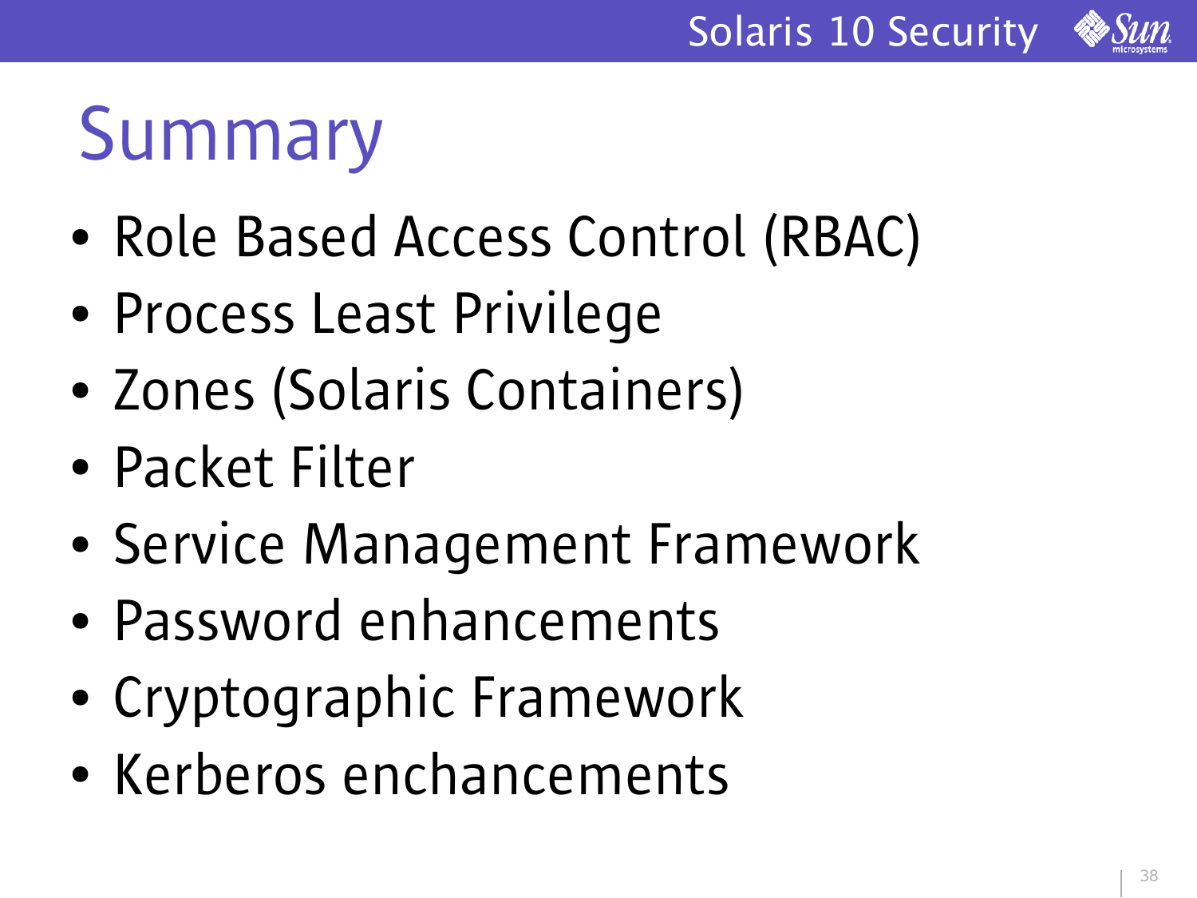# Summary

- Role Based Access Control (RBAC)
- Process Least Privilege
- Zones (Solaris Containers)
- Packet Filter
- Service Management Framework
- Password enhancements
- Cryptographic Framework
- Kerberos enchancements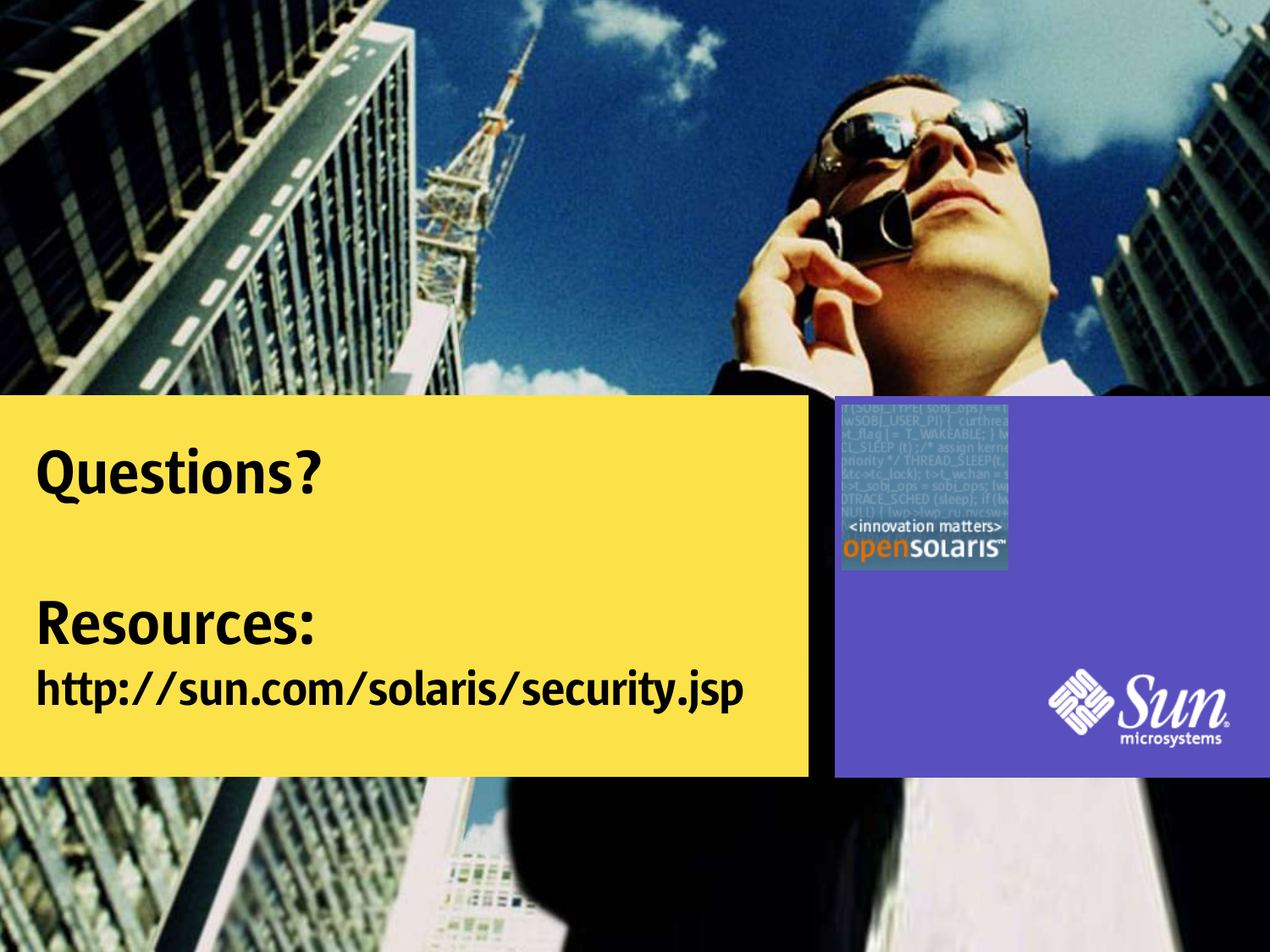# Questions?

# Resources:

**http://sun.com/solaris/security.jsp**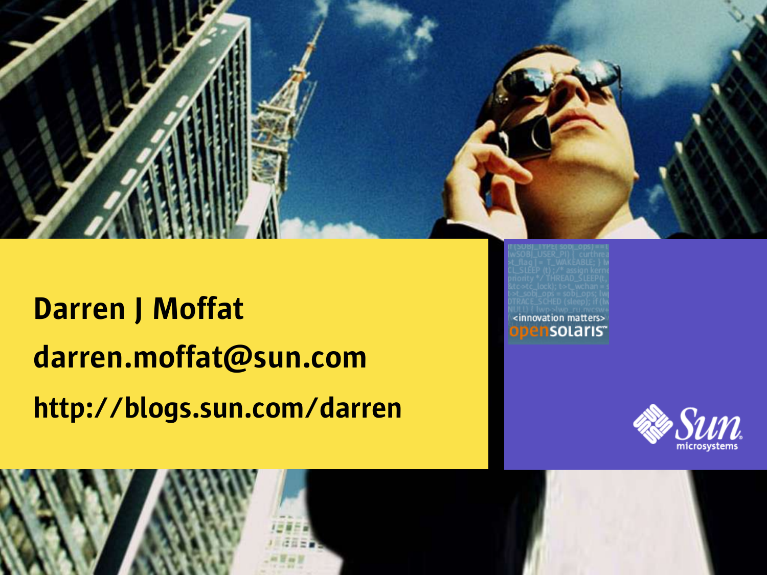Darren J Moffat

darren.moffat@sun.com

http://blogs.sun.com/darren